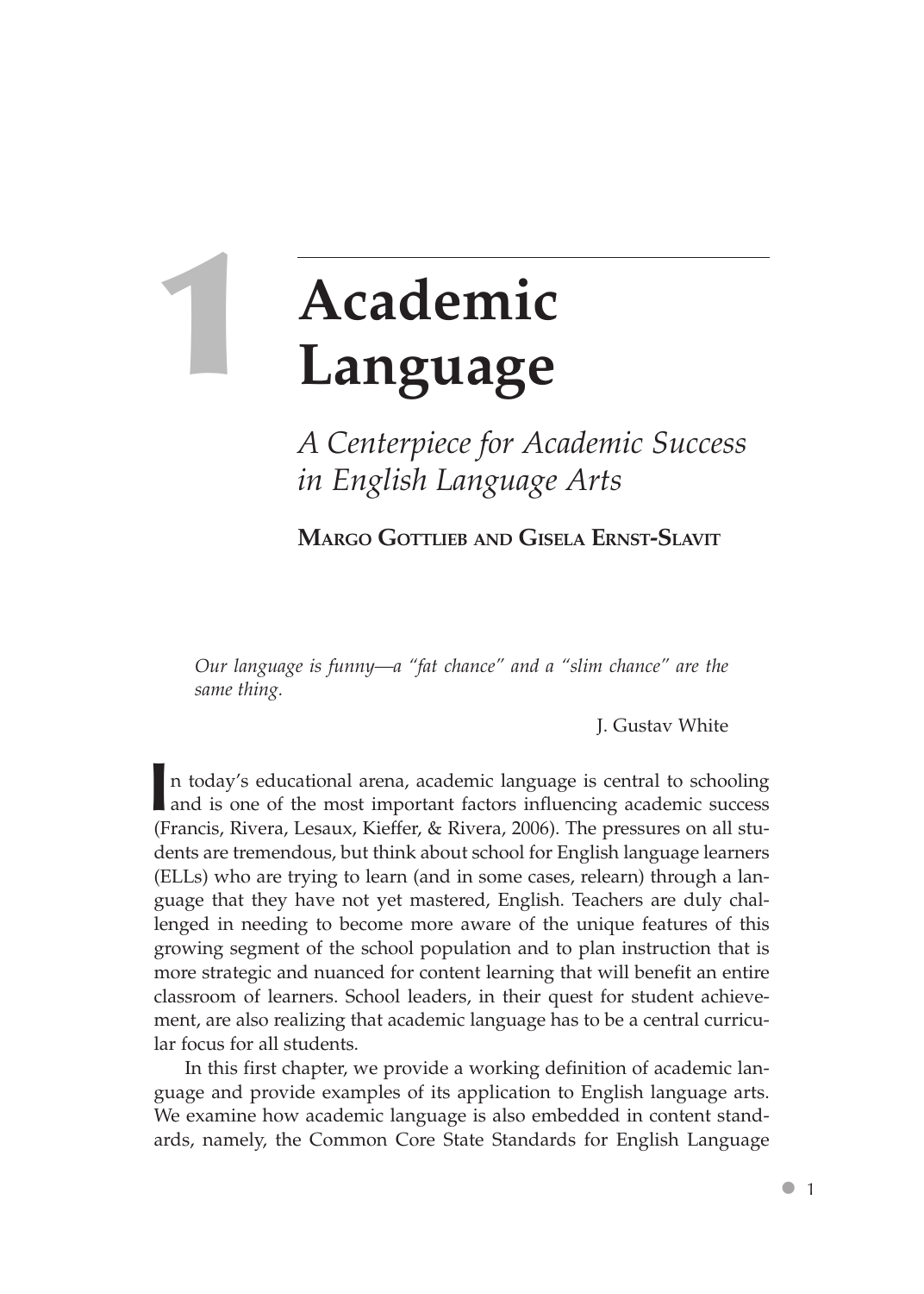# 1 Academic Language

## *A Centerpiece for Academic Success in English Language Arts*

**Margo Gottlieb and Gisela Ernst-Slavit**

> *Our language is funny—a "fat chance" and a "slim chance" are the same thing.*
>
> J. Gustav White

In today's educational arena, academic language is central to schooling and is one of the most important factors influencing academic success (Francis, Rivera, Lesaux, Kieffer, & Rivera, 2006). The pressures on all students are tremendous, but think about school for English language learners (ELLs) who are trying to learn (and in some cases, relearn) through a language that they have not yet mastered, English. Teachers are duly challenged in needing to become more aware of the unique features of this growing segment of the school population and to plan instruction that is more strategic and nuanced for content learning that will benefit an entire classroom of learners. School leaders, in their quest for student achievement, are also realizing that academic language has to be a central curricular focus for all students.

In this first chapter, we provide a working definition of academic language and provide examples of its application to English language arts. We examine how academic language is also embedded in content standards, namely, the Common Core State Standards for English Language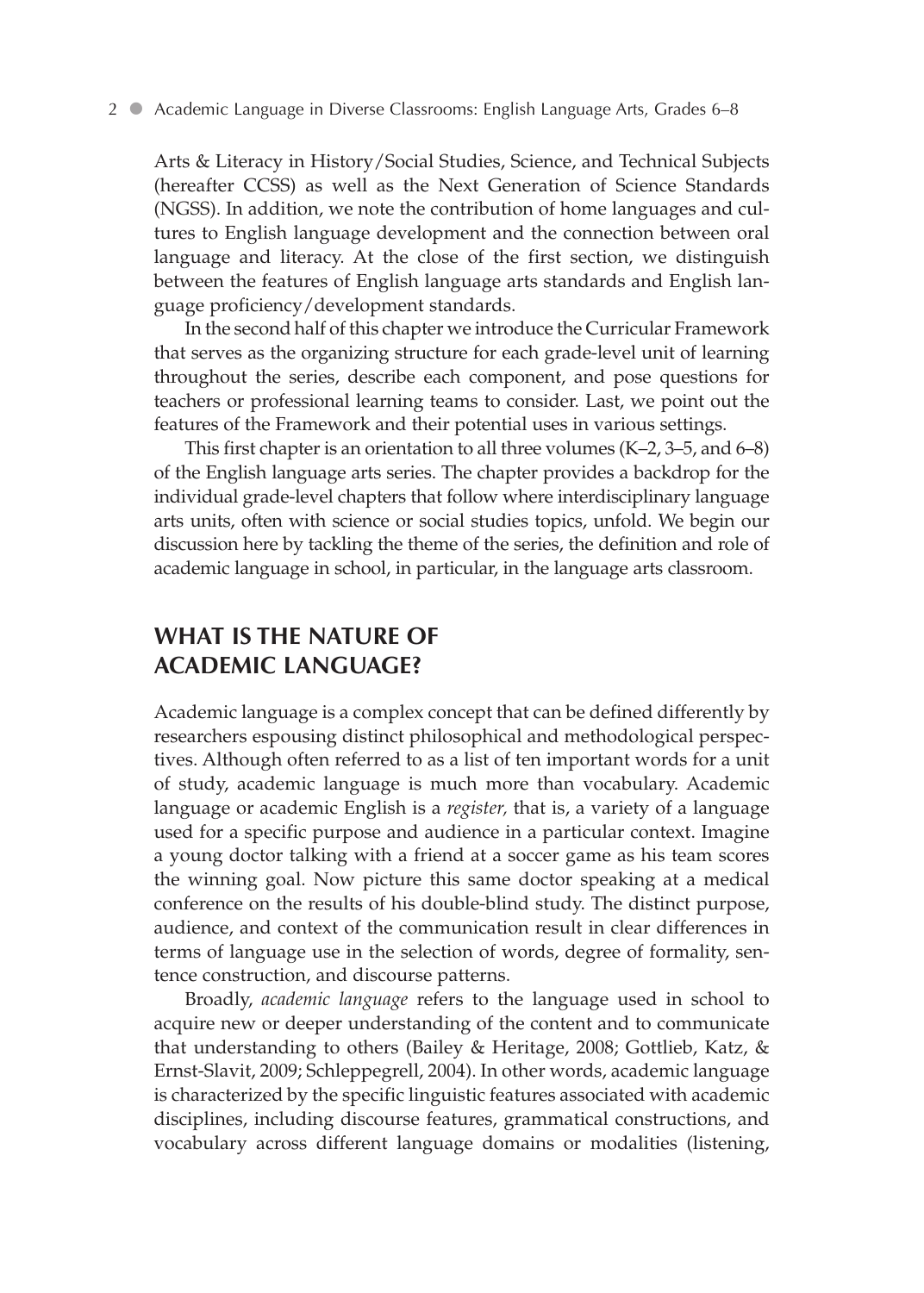Arts & Literacy in History/Social Studies, Science, and Technical Subjects (hereafter CCSS) as well as the Next Generation of Science Standards (NGSS). In addition, we note the contribution of home languages and cultures to English language development and the connection between oral language and literacy. At the close of the first section, we distinguish between the features of English language arts standards and English language proficiency/development standards.

In the second half of this chapter we introduce the Curricular Framework that serves as the organizing structure for each grade-level unit of learning throughout the series, describe each component, and pose questions for teachers or professional learning teams to consider. Last, we point out the features of the Framework and their potential uses in various settings.

This first chapter is an orientation to all three volumes (K–2, 3–5, and 6–8) of the English language arts series. The chapter provides a backdrop for the individual grade-level chapters that follow where interdisciplinary language arts units, often with science or social studies topics, unfold. We begin our discussion here by tackling the theme of the series, the definition and role of academic language in school, in particular, in the language arts classroom.

## WHAT IS THE NATURE OF ACADEMIC LANGUAGE?

Academic language is a complex concept that can be defined differently by researchers espousing distinct philosophical and methodological perspectives. Although often referred to as a list of ten important words for a unit of study, academic language is much more than vocabulary. Academic language or academic English is a *register,* that is, a variety of a language used for a specific purpose and audience in a particular context. Imagine a young doctor talking with a friend at a soccer game as his team scores the winning goal. Now picture this same doctor speaking at a medical conference on the results of his double-blind study. The distinct purpose, audience, and context of the communication result in clear differences in terms of language use in the selection of words, degree of formality, sentence construction, and discourse patterns.

Broadly, *academic language* refers to the language used in school to acquire new or deeper understanding of the content and to communicate that understanding to others (Bailey & Heritage, 2008; Gottlieb, Katz, & Ernst-Slavit, 2009; Schleppegrell, 2004). In other words, academic language is characterized by the specific linguistic features associated with academic disciplines, including discourse features, grammatical constructions, and vocabulary across different language domains or modalities (listening,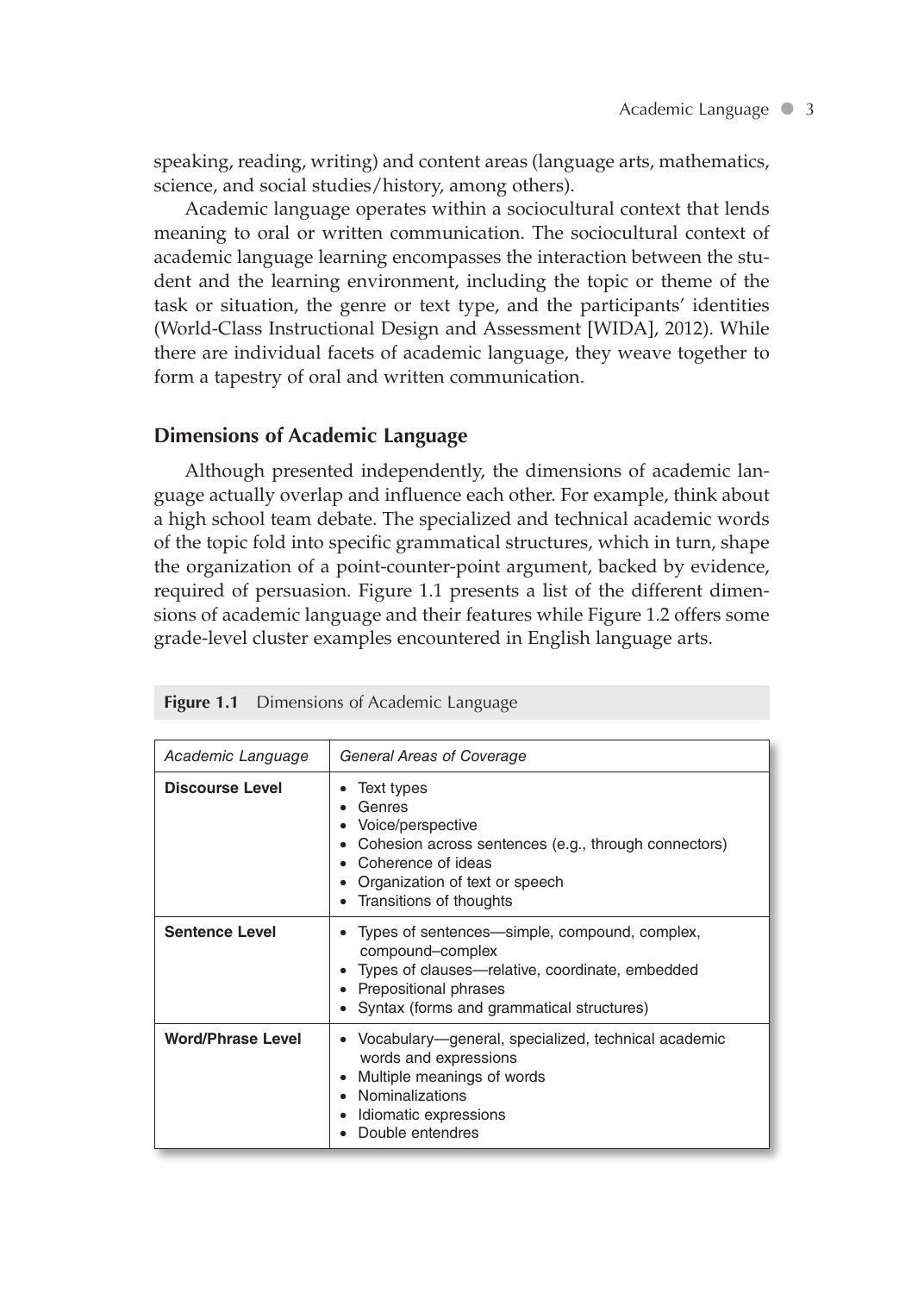speaking, reading, writing) and content areas (language arts, mathematics, science, and social studies/history, among others).

Academic language operates within a sociocultural context that lends meaning to oral or written communication. The sociocultural context of academic language learning encompasses the interaction between the student and the learning environment, including the topic or theme of the task or situation, the genre or text type, and the participants' identities (World-Class Instructional Design and Assessment [WIDA], 2012). While there are individual facets of academic language, they weave together to form a tapestry of oral and written communication.

## Dimensions of Academic Language

Although presented independently, the dimensions of academic language actually overlap and influence each other. For example, think about a high school team debate. The specialized and technical academic words of the topic fold into specific grammatical structures, which in turn, shape the organization of a point-counter-point argument, backed by evidence, required of persuasion. Figure 1.1 presents a list of the different dimensions of academic language and their features while Figure 1.2 offers some grade-level cluster examples encountered in English language arts.

**Figure 1.1** Dimensions of Academic Language

| *Academic Language* | *General Areas of Coverage* |
|---|---|
| **Discourse Level** | • Text types<br>• Genres<br>• Voice/perspective<br>• Cohesion across sentences (e.g., through connectors)<br>• Coherence of ideas<br>• Organization of text or speech<br>• Transitions of thoughts |
| **Sentence Level** | • Types of sentences—simple, compound, complex, compound–complex<br>• Types of clauses—relative, coordinate, embedded<br>• Prepositional phrases<br>• Syntax (forms and grammatical structures) |
| **Word/Phrase Level** | • Vocabulary—general, specialized, technical academic words and expressions<br>• Multiple meanings of words<br>• Nominalizations<br>• Idiomatic expressions<br>• Double entendres |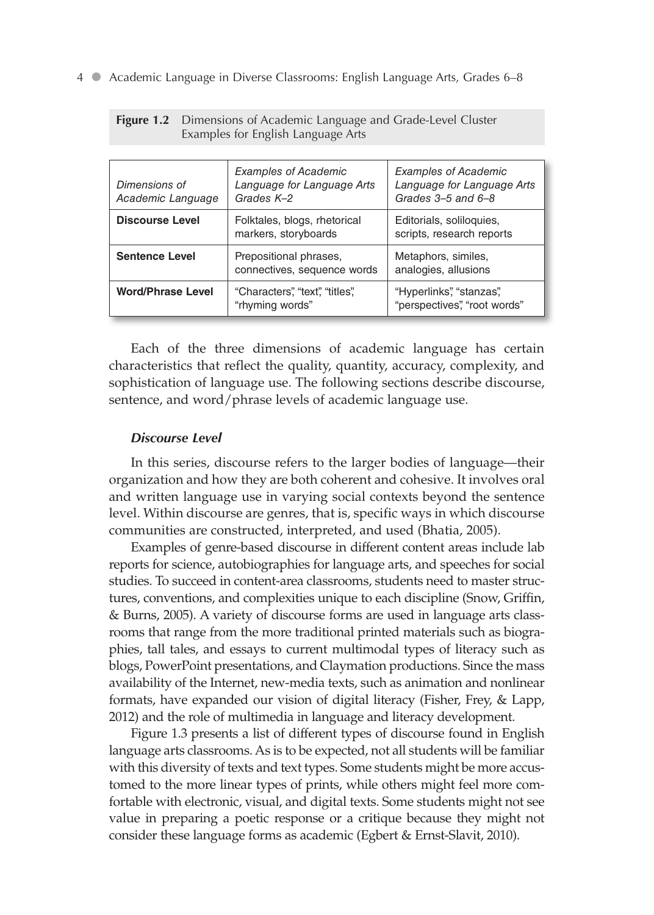**Figure 1.2** Dimensions of Academic Language and Grade-Level Cluster Examples for English Language Arts

| *Dimensions of Academic Language* | *Examples of Academic Language for Language Arts Grades K–2* | *Examples of Academic Language for Language Arts Grades 3–5 and 6–8* |
| --- | --- | --- |
| **Discourse Level** | Folktales, blogs, rhetorical markers, storyboards | Editorials, soliloquies, scripts, research reports |
| **Sentence Level** | Prepositional phrases, connectives, sequence words | Metaphors, similes, analogies, allusions |
| **Word/Phrase Level** | "Characters", "text", "titles", "rhyming words" | "Hyperlinks", "stanzas", "perspectives", "root words" |

Each of the three dimensions of academic language has certain characteristics that reflect the quality, quantity, accuracy, complexity, and sophistication of language use. The following sections describe discourse, sentence, and word/phrase levels of academic language use.

### *Discourse Level*

In this series, discourse refers to the larger bodies of language—their organization and how they are both coherent and cohesive. It involves oral and written language use in varying social contexts beyond the sentence level. Within discourse are genres, that is, specific ways in which discourse communities are constructed, interpreted, and used (Bhatia, 2005).

Examples of genre-based discourse in different content areas include lab reports for science, autobiographies for language arts, and speeches for social studies. To succeed in content-area classrooms, students need to master structures, conventions, and complexities unique to each discipline (Snow, Griffin, & Burns, 2005). A variety of discourse forms are used in language arts classrooms that range from the more traditional printed materials such as biographies, tall tales, and essays to current multimodal types of literacy such as blogs, PowerPoint presentations, and Claymation productions. Since the mass availability of the Internet, new-media texts, such as animation and nonlinear formats, have expanded our vision of digital literacy (Fisher, Frey, & Lapp, 2012) and the role of multimedia in language and literacy development.

Figure 1.3 presents a list of different types of discourse found in English language arts classrooms. As is to be expected, not all students will be familiar with this diversity of texts and text types. Some students might be more accustomed to the more linear types of prints, while others might feel more comfortable with electronic, visual, and digital texts. Some students might not see value in preparing a poetic response or a critique because they might not consider these language forms as academic (Egbert & Ernst-Slavit, 2010).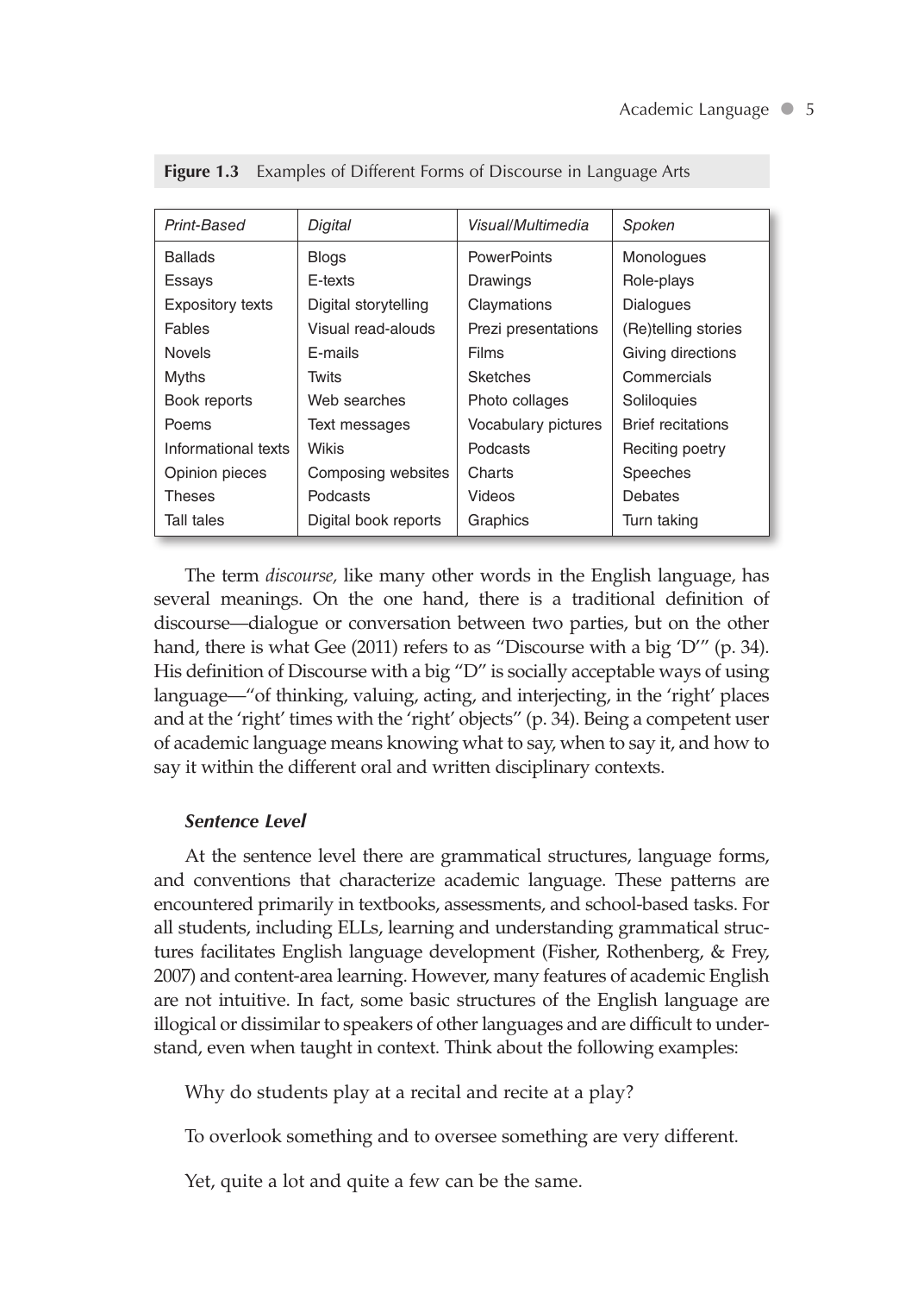**Figure 1.3** Examples of Different Forms of Discourse in Language Arts

| *Print-Based* | *Digital* | *Visual/Multimedia* | *Spoken* |
|---|---|---|---|
| Ballads | Blogs | PowerPoints | Monologues |
| Essays | E-texts | Drawings | Role-plays |
| Expository texts | Digital storytelling | Claymations | Dialogues |
| Fables | Visual read-alouds | Prezi presentations | (Re)telling stories |
| Novels | E-mails | Films | Giving directions |
| Myths | Twits | Sketches | Commercials |
| Book reports | Web searches | Photo collages | Soliloquies |
| Poems | Text messages | Vocabulary pictures | Brief recitations |
| Informational texts | Wikis | Podcasts | Reciting poetry |
| Opinion pieces | Composing websites | Charts | Speeches |
| Theses | Podcasts | Videos | Debates |
| Tall tales | Digital book reports | Graphics | Turn taking |

The term *discourse,* like many other words in the English language, has several meanings. On the one hand, there is a traditional definition of discourse—dialogue or conversation between two parties, but on the other hand, there is what Gee (2011) refers to as "Discourse with a big 'D'" (p. 34). His definition of Discourse with a big "D" is socially acceptable ways of using language—"of thinking, valuing, acting, and interjecting, in the 'right' places and at the 'right' times with the 'right' objects" (p. 34). Being a competent user of academic language means knowing what to say, when to say it, and how to say it within the different oral and written disciplinary contexts.

### *Sentence Level*

At the sentence level there are grammatical structures, language forms, and conventions that characterize academic language. These patterns are encountered primarily in textbooks, assessments, and school-based tasks. For all students, including ELLs, learning and understanding grammatical structures facilitates English language development (Fisher, Rothenberg, & Frey, 2007) and content-area learning. However, many features of academic English are not intuitive. In fact, some basic structures of the English language are illogical or dissimilar to speakers of other languages and are difficult to understand, even when taught in context. Think about the following examples:

Why do students play at a recital and recite at a play?

To overlook something and to oversee something are very different.

Yet, quite a lot and quite a few can be the same.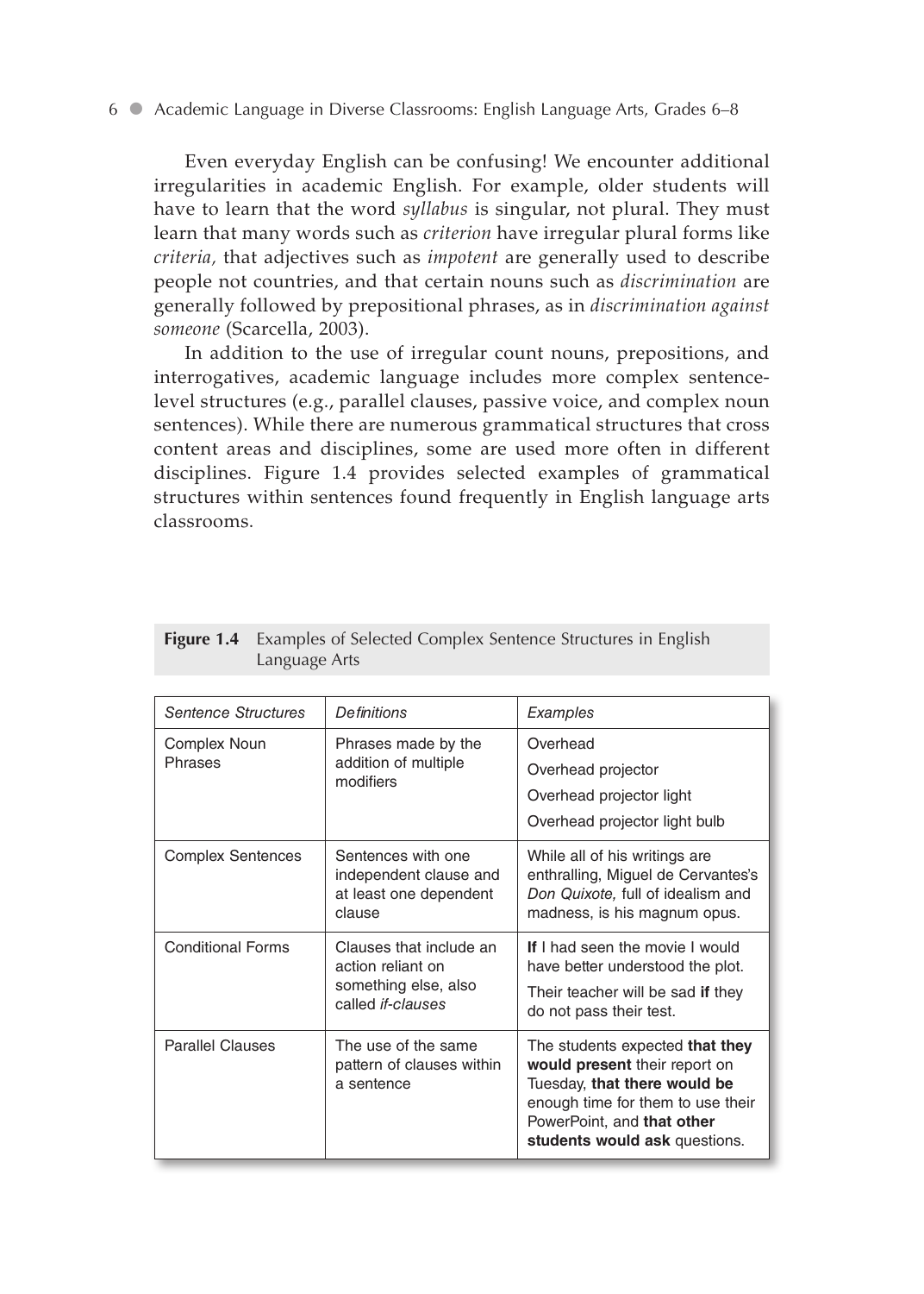Even everyday English can be confusing! We encounter additional irregularities in academic English. For example, older students will have to learn that the word *syllabus* is singular, not plural. They must learn that many words such as *criterion* have irregular plural forms like *criteria,* that adjectives such as *impotent* are generally used to describe people not countries, and that certain nouns such as *discrimination* are generally followed by prepositional phrases, as in *discrimination against someone* (Scarcella, 2003).

In addition to the use of irregular count nouns, prepositions, and interrogatives, academic language includes more complex sentence-level structures (e.g., parallel clauses, passive voice, and complex noun sentences). While there are numerous grammatical structures that cross content areas and disciplines, some are used more often in different disciplines. Figure 1.4 provides selected examples of grammatical structures within sentences found frequently in English language arts classrooms.

**Figure 1.4** Examples of Selected Complex Sentence Structures in English Language Arts

| *Sentence Structures* | *Definitions* | *Examples* |
|---|---|---|
| Complex Noun Phrases | Phrases made by the addition of multiple modifiers | Overhead<br>Overhead projector<br>Overhead projector light<br>Overhead projector light bulb |
| Complex Sentences | Sentences with one independent clause and at least one dependent clause | While all of his writings are enthralling, Miguel de Cervantes's *Don Quixote*, full of idealism and madness, is his magnum opus. |
| Conditional Forms | Clauses that include an action reliant on something else, also called *if-clauses* | **If** I had seen the movie I would have better understood the plot.<br>Their teacher will be sad **if** they do not pass their test. |
| Parallel Clauses | The use of the same pattern of clauses within a sentence | The students expected **that they would present** their report on Tuesday, **that there would be** enough time for them to use their PowerPoint, and **that other students would ask** questions. |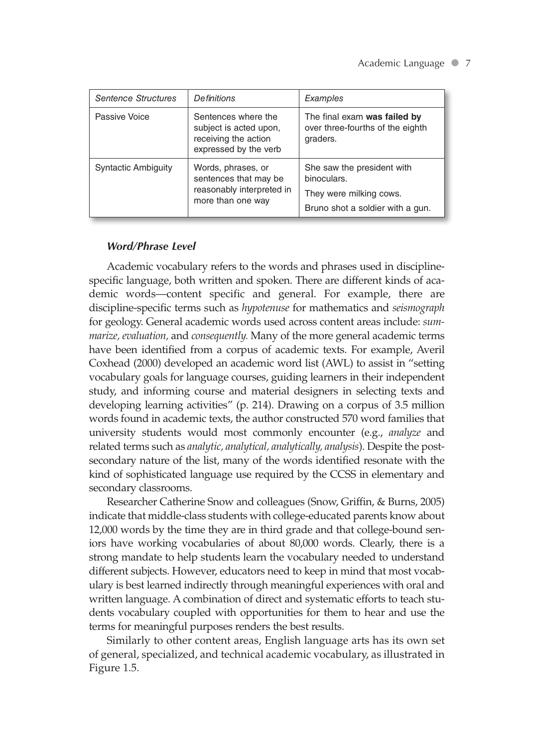| *Sentence Structures* | *Definitions* | *Examples* |
|---|---|---|
| Passive Voice | Sentences where the subject is acted upon, receiving the action expressed by the verb | The final exam **was failed by** over three-fourths of the eighth graders. |
| Syntactic Ambiguity | Words, phrases, or sentences that may be reasonably interpreted in more than one way | She saw the president with binoculars.<br>They were milking cows.<br>Bruno shot a soldier with a gun. |

#### *Word/Phrase Level*

Academic vocabulary refers to the words and phrases used in discipline-specific language, both written and spoken. There are different kinds of academic words—content specific and general. For example, there are discipline-specific terms such as *hypotenuse* for mathematics and *seismograph* for geology. General academic words used across content areas include: *summarize, evaluation,* and *consequently.* Many of the more general academic terms have been identified from a corpus of academic texts. For example, Averil Coxhead (2000) developed an academic word list (AWL) to assist in "setting vocabulary goals for language courses, guiding learners in their independent study, and informing course and material designers in selecting texts and developing learning activities" (p. 214). Drawing on a corpus of 3.5 million words found in academic texts, the author constructed 570 word families that university students would most commonly encounter (e.g., *analyze* and related terms such as *analytic, analytical, analytically, analysis*). Despite the post-secondary nature of the list, many of the words identified resonate with the kind of sophisticated language use required by the CCSS in elementary and secondary classrooms.

Researcher Catherine Snow and colleagues (Snow, Griffin, & Burns, 2005) indicate that middle-class students with college-educated parents know about 12,000 words by the time they are in third grade and that college-bound seniors have working vocabularies of about 80,000 words. Clearly, there is a strong mandate to help students learn the vocabulary needed to understand different subjects. However, educators need to keep in mind that most vocabulary is best learned indirectly through meaningful experiences with oral and written language. A combination of direct and systematic efforts to teach students vocabulary coupled with opportunities for them to hear and use the terms for meaningful purposes renders the best results.

Similarly to other content areas, English language arts has its own set of general, specialized, and technical academic vocabulary, as illustrated in Figure 1.5.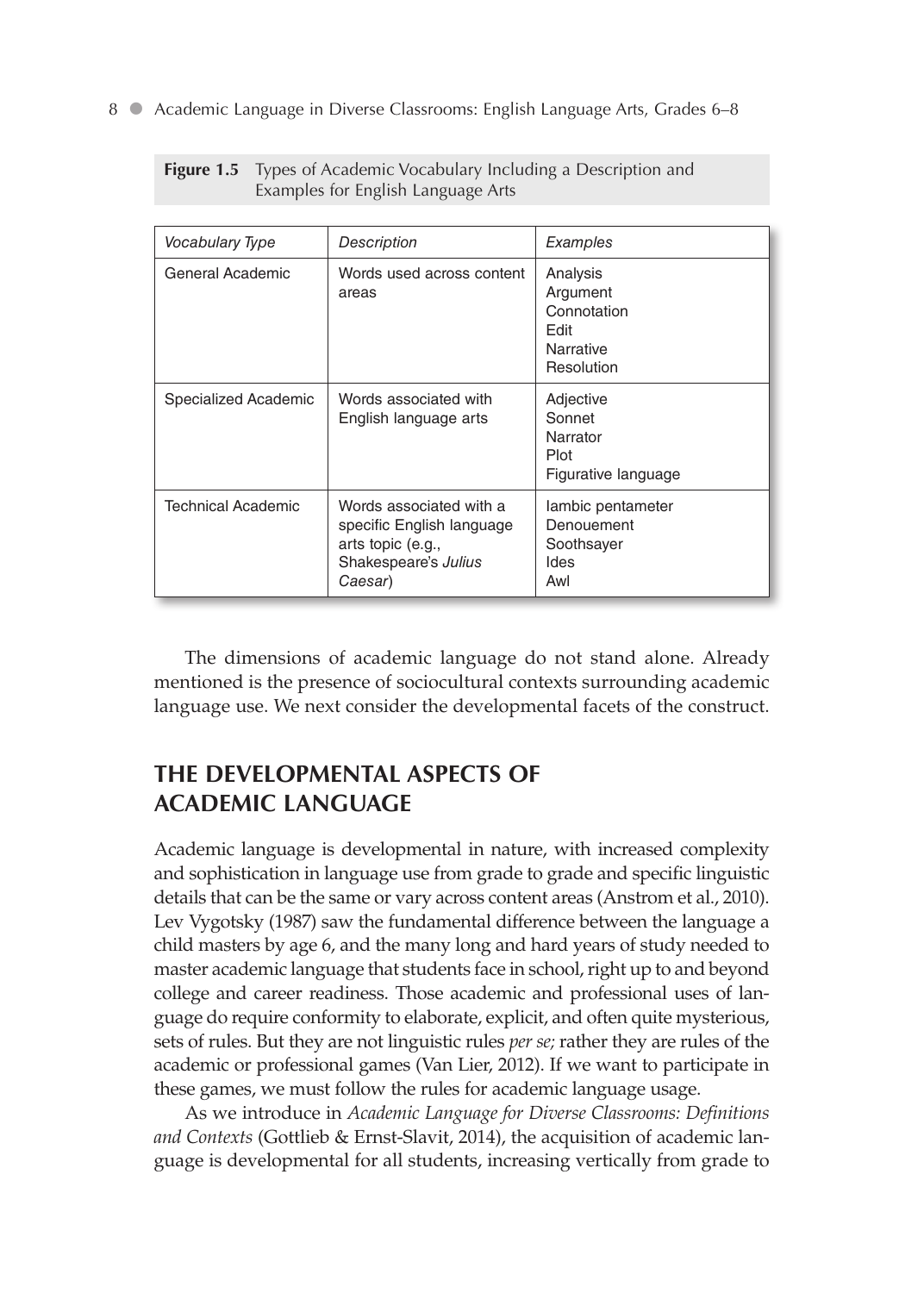**Figure 1.5** Types of Academic Vocabulary Including a Description and Examples for English Language Arts

| *Vocabulary Type* | *Description* | *Examples* |
| --- | --- | --- |
| General Academic | Words used across content areas | Analysis<br>Argument<br>Connotation<br>Edit<br>Narrative<br>Resolution |
| Specialized Academic | Words associated with English language arts | Adjective<br>Sonnet<br>Narrator<br>Plot<br>Figurative language |
| Technical Academic | Words associated with a specific English language arts topic (e.g., Shakespeare's *Julius Caesar*) | Iambic pentameter<br>Denouement<br>Soothsayer<br>Ides<br>Awl |

The dimensions of academic language do not stand alone. Already mentioned is the presence of sociocultural contexts surrounding academic language use. We next consider the developmental facets of the construct.

## THE DEVELOPMENTAL ASPECTS OF ACADEMIC LANGUAGE

Academic language is developmental in nature, with increased complexity and sophistication in language use from grade to grade and specific linguistic details that can be the same or vary across content areas (Anstrom et al., 2010). Lev Vygotsky (1987) saw the fundamental difference between the language a child masters by age 6, and the many long and hard years of study needed to master academic language that students face in school, right up to and beyond college and career readiness. Those academic and professional uses of language do require conformity to elaborate, explicit, and often quite mysterious, sets of rules. But they are not linguistic rules *per se;* rather they are rules of the academic or professional games (Van Lier, 2012). If we want to participate in these games, we must follow the rules for academic language usage.

As we introduce in *Academic Language for Diverse Classrooms: Definitions and Contexts* (Gottlieb & Ernst-Slavit, 2014), the acquisition of academic language is developmental for all students, increasing vertically from grade to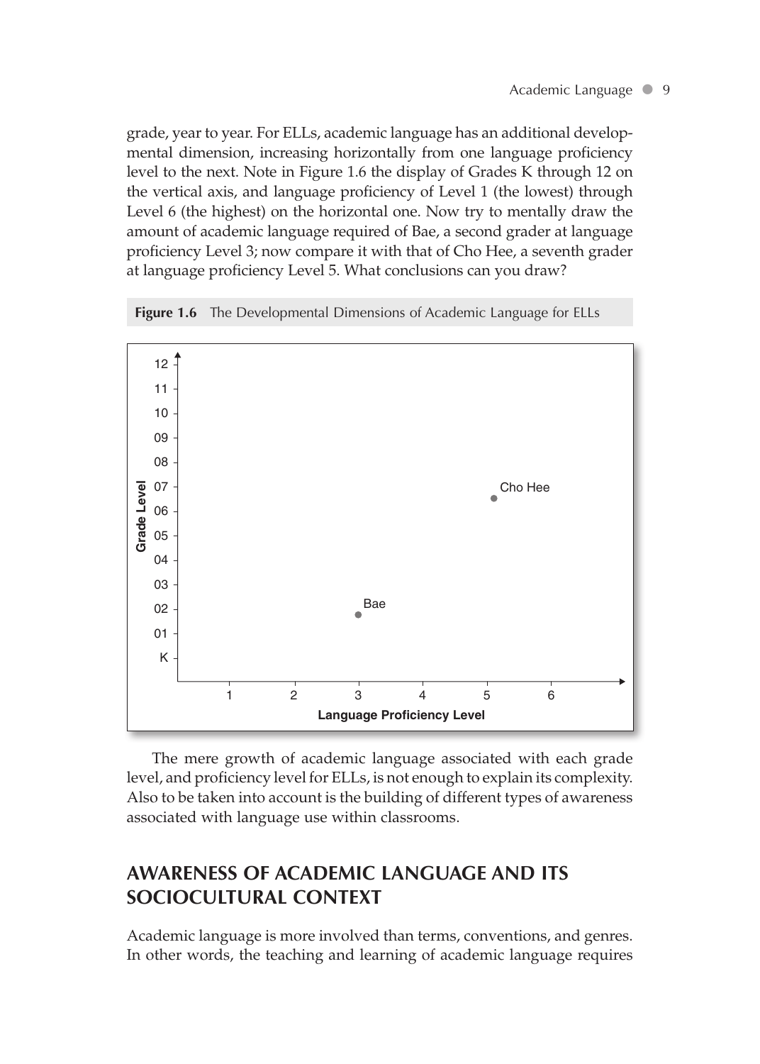grade, year to year. For ELLs, academic language has an additional developmental dimension, increasing horizontally from one language proficiency level to the next. Note in Figure 1.6 the display of Grades K through 12 on the vertical axis, and language proficiency of Level 1 (the lowest) through Level 6 (the highest) on the horizontal one. Now try to mentally draw the amount of academic language required of Bae, a second grader at language proficiency Level 3; now compare it with that of Cho Hee, a seventh grader at language proficiency Level 5. What conclusions can you draw?

**Figure 1.6** The Developmental Dimensions of Academic Language for ELLs

The mere growth of academic language associated with each grade level, and proficiency level for ELLs, is not enough to explain its complexity. Also to be taken into account is the building of different types of awareness associated with language use within classrooms.

## AWARENESS OF ACADEMIC LANGUAGE AND ITS SOCIOCULTURAL CONTEXT

Academic language is more involved than terms, conventions, and genres. In other words, the teaching and learning of academic language requires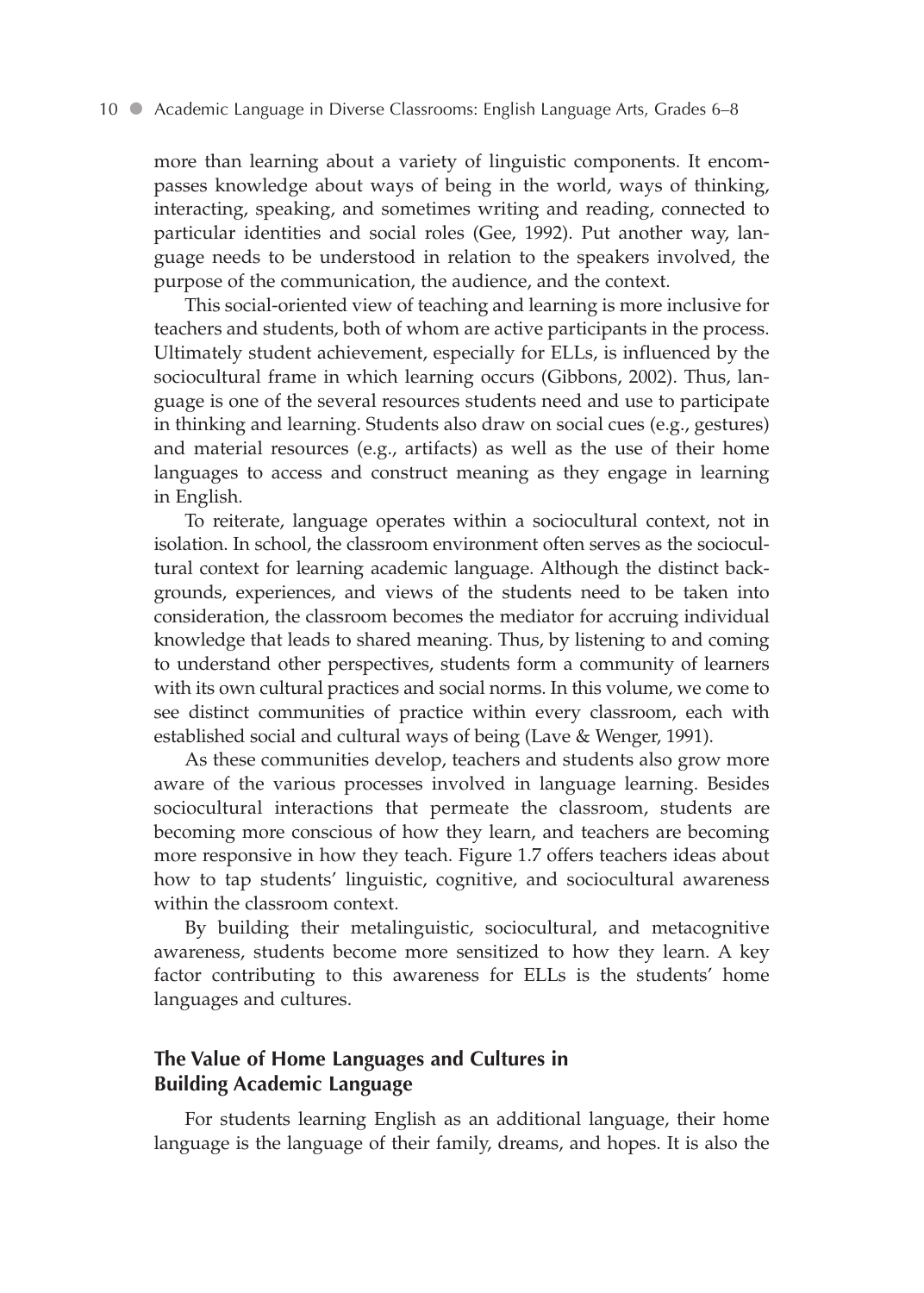more than learning about a variety of linguistic components. It encompasses knowledge about ways of being in the world, ways of thinking, interacting, speaking, and sometimes writing and reading, connected to particular identities and social roles (Gee, 1992). Put another way, language needs to be understood in relation to the speakers involved, the purpose of the communication, the audience, and the context.

This social-oriented view of teaching and learning is more inclusive for teachers and students, both of whom are active participants in the process. Ultimately student achievement, especially for ELLs, is influenced by the sociocultural frame in which learning occurs (Gibbons, 2002). Thus, language is one of the several resources students need and use to participate in thinking and learning. Students also draw on social cues (e.g., gestures) and material resources (e.g., artifacts) as well as the use of their home languages to access and construct meaning as they engage in learning in English.

To reiterate, language operates within a sociocultural context, not in isolation. In school, the classroom environment often serves as the sociocultural context for learning academic language. Although the distinct backgrounds, experiences, and views of the students need to be taken into consideration, the classroom becomes the mediator for accruing individual knowledge that leads to shared meaning. Thus, by listening to and coming to understand other perspectives, students form a community of learners with its own cultural practices and social norms. In this volume, we come to see distinct communities of practice within every classroom, each with established social and cultural ways of being (Lave & Wenger, 1991).

As these communities develop, teachers and students also grow more aware of the various processes involved in language learning. Besides sociocultural interactions that permeate the classroom, students are becoming more conscious of how they learn, and teachers are becoming more responsive in how they teach. Figure 1.7 offers teachers ideas about how to tap students' linguistic, cognitive, and sociocultural awareness within the classroom context.

By building their metalinguistic, sociocultural, and metacognitive awareness, students become more sensitized to how they learn. A key factor contributing to this awareness for ELLs is the students' home languages and cultures.

## The Value of Home Languages and Cultures in Building Academic Language

For students learning English as an additional language, their home language is the language of their family, dreams, and hopes. It is also the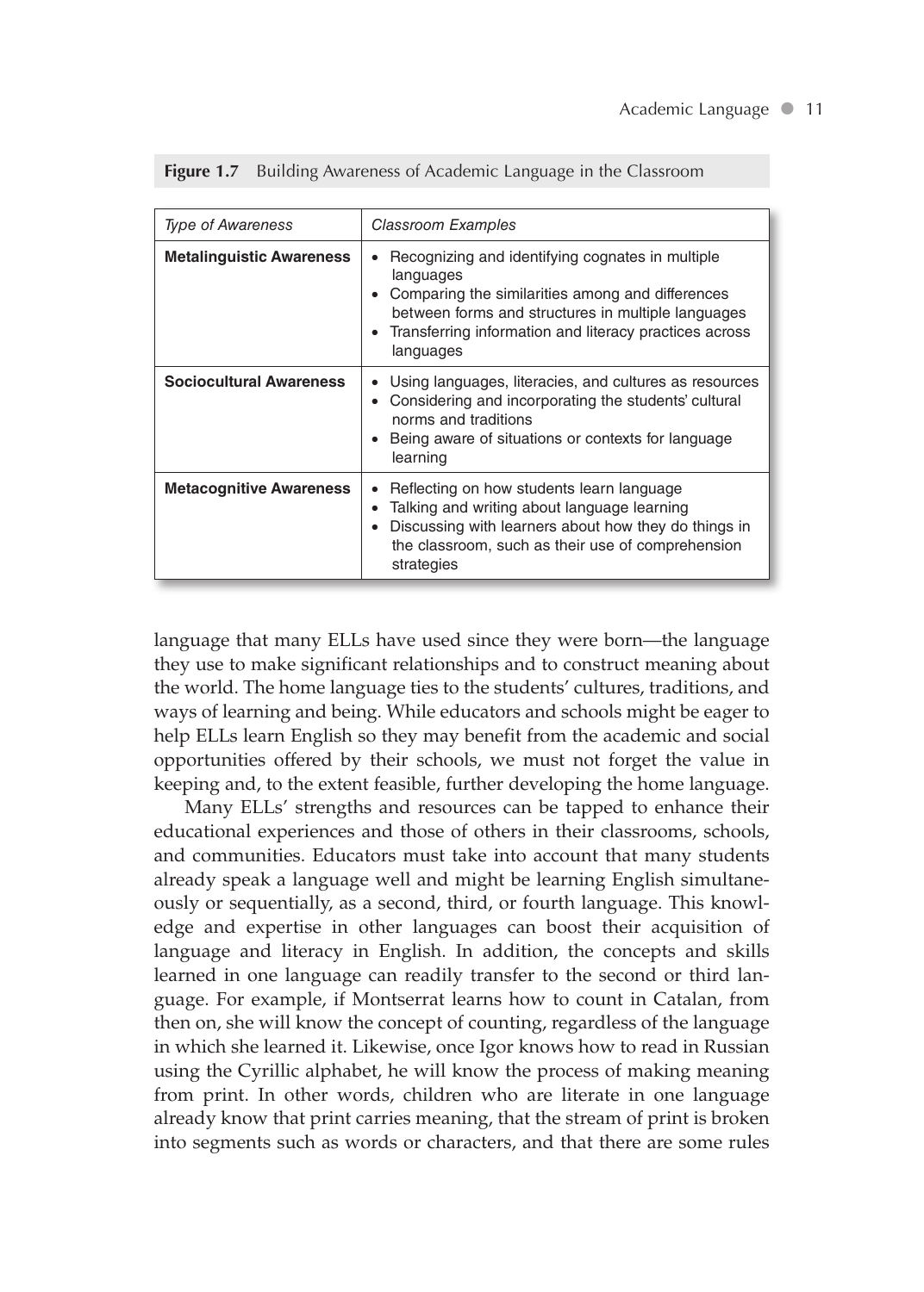**Figure 1.7** Building Awareness of Academic Language in the Classroom

| *Type of Awareness* | *Classroom Examples* |
| --- | --- |
| **Metalinguistic Awareness** | • Recognizing and identifying cognates in multiple languages<br>• Comparing the similarities among and differences between forms and structures in multiple languages<br>• Transferring information and literacy practices across languages |
| **Sociocultural Awareness** | • Using languages, literacies, and cultures as resources<br>• Considering and incorporating the students' cultural norms and traditions<br>• Being aware of situations or contexts for language learning |
| **Metacognitive Awareness** | • Reflecting on how students learn language<br>• Talking and writing about language learning<br>• Discussing with learners about how they do things in the classroom, such as their use of comprehension strategies |

language that many ELLs have used since they were born—the language they use to make significant relationships and to construct meaning about the world. The home language ties to the students' cultures, traditions, and ways of learning and being. While educators and schools might be eager to help ELLs learn English so they may benefit from the academic and social opportunities offered by their schools, we must not forget the value in keeping and, to the extent feasible, further developing the home language.

Many ELLs' strengths and resources can be tapped to enhance their educational experiences and those of others in their classrooms, schools, and communities. Educators must take into account that many students already speak a language well and might be learning English simultaneously or sequentially, as a second, third, or fourth language. This knowledge and expertise in other languages can boost their acquisition of language and literacy in English. In addition, the concepts and skills learned in one language can readily transfer to the second or third language. For example, if Montserrat learns how to count in Catalan, from then on, she will know the concept of counting, regardless of the language in which she learned it. Likewise, once Igor knows how to read in Russian using the Cyrillic alphabet, he will know the process of making meaning from print. In other words, children who are literate in one language already know that print carries meaning, that the stream of print is broken into segments such as words or characters, and that there are some rules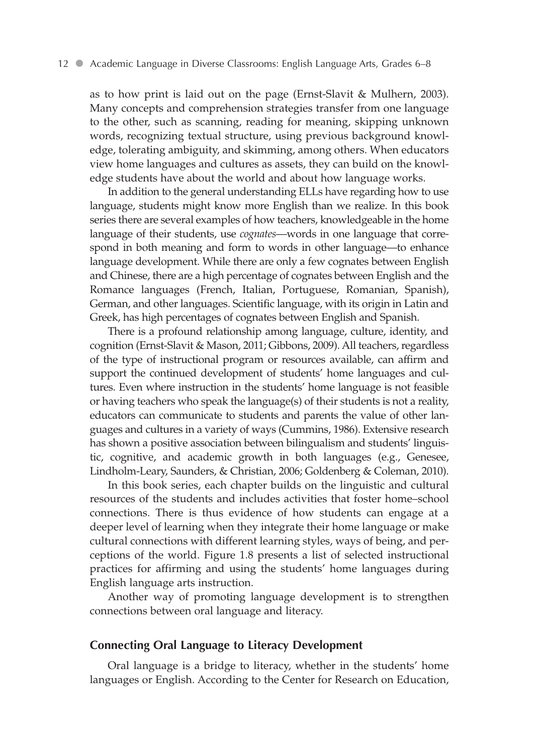as to how print is laid out on the page (Ernst-Slavit & Mulhern, 2003). Many concepts and comprehension strategies transfer from one language to the other, such as scanning, reading for meaning, skipping unknown words, recognizing textual structure, using previous background knowledge, tolerating ambiguity, and skimming, among others. When educators view home languages and cultures as assets, they can build on the knowledge students have about the world and about how language works.

In addition to the general understanding ELLs have regarding how to use language, students might know more English than we realize. In this book series there are several examples of how teachers, knowledgeable in the home language of their students, use *cognates*—words in one language that correspond in both meaning and form to words in other language—to enhance language development. While there are only a few cognates between English and Chinese, there are a high percentage of cognates between English and the Romance languages (French, Italian, Portuguese, Romanian, Spanish), German, and other languages. Scientific language, with its origin in Latin and Greek, has high percentages of cognates between English and Spanish.

There is a profound relationship among language, culture, identity, and cognition (Ernst-Slavit & Mason, 2011; Gibbons, 2009). All teachers, regardless of the type of instructional program or resources available, can affirm and support the continued development of students' home languages and cultures. Even where instruction in the students' home language is not feasible or having teachers who speak the language(s) of their students is not a reality, educators can communicate to students and parents the value of other languages and cultures in a variety of ways (Cummins, 1986). Extensive research has shown a positive association between bilingualism and students' linguistic, cognitive, and academic growth in both languages (e.g., Genesee, Lindholm-Leary, Saunders, & Christian, 2006; Goldenberg & Coleman, 2010).

In this book series, each chapter builds on the linguistic and cultural resources of the students and includes activities that foster home–school connections. There is thus evidence of how students can engage at a deeper level of learning when they integrate their home language or make cultural connections with different learning styles, ways of being, and perceptions of the world. Figure 1.8 presents a list of selected instructional practices for affirming and using the students' home languages during English language arts instruction.

Another way of promoting language development is to strengthen connections between oral language and literacy.

## Connecting Oral Language to Literacy Development

Oral language is a bridge to literacy, whether in the students' home languages or English. According to the Center for Research on Education,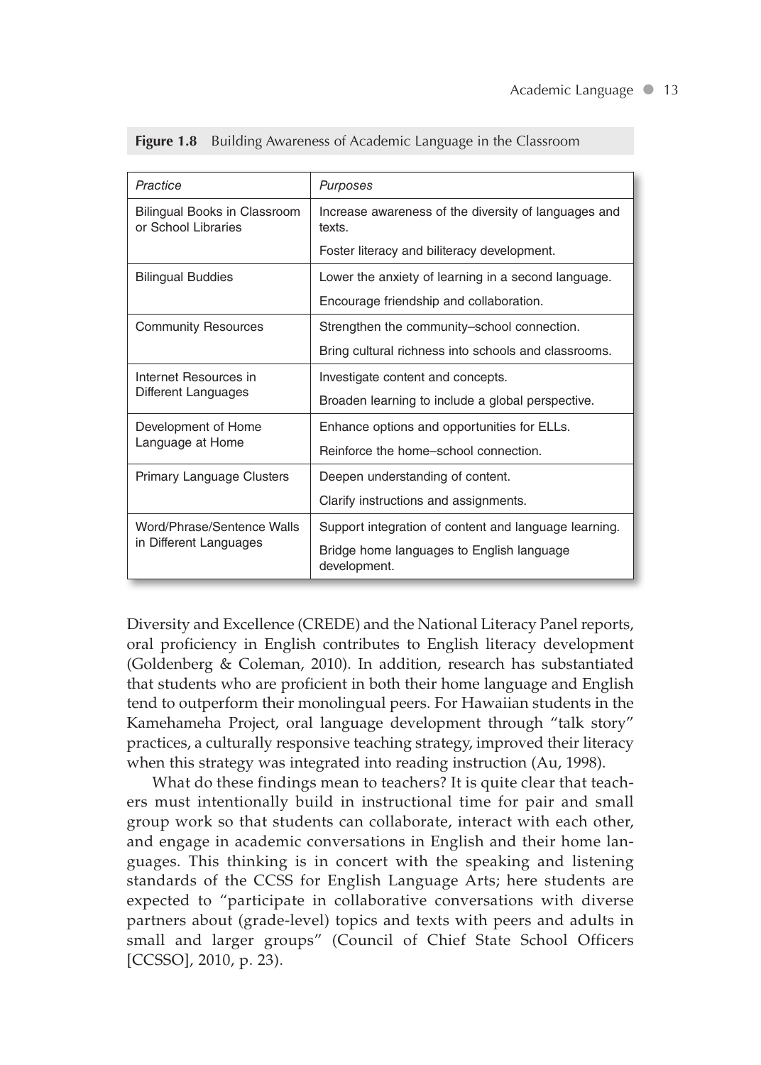**Figure 1.8** Building Awareness of Academic Language in the Classroom

| *Practice* | *Purposes* |
|---|---|
| Bilingual Books in Classroom or School Libraries | Increase awareness of the diversity of languages and texts. |
| | Foster literacy and biliteracy development. |
| Bilingual Buddies | Lower the anxiety of learning in a second language. |
| | Encourage friendship and collaboration. |
| Community Resources | Strengthen the community–school connection. |
| | Bring cultural richness into schools and classrooms. |
| Internet Resources in Different Languages | Investigate content and concepts. |
| | Broaden learning to include a global perspective. |
| Development of Home Language at Home | Enhance options and opportunities for ELLs. |
| | Reinforce the home–school connection. |
| Primary Language Clusters | Deepen understanding of content. |
| | Clarify instructions and assignments. |
| Word/Phrase/Sentence Walls in Different Languages | Support integration of content and language learning. |
| | Bridge home languages to English language development. |

Diversity and Excellence (CREDE) and the National Literacy Panel reports, oral proficiency in English contributes to English literacy development (Goldenberg & Coleman, 2010). In addition, research has substantiated that students who are proficient in both their home language and English tend to outperform their monolingual peers. For Hawaiian students in the Kamehameha Project, oral language development through "talk story" practices, a culturally responsive teaching strategy, improved their literacy when this strategy was integrated into reading instruction (Au, 1998).

What do these findings mean to teachers? It is quite clear that teachers must intentionally build in instructional time for pair and small group work so that students can collaborate, interact with each other, and engage in academic conversations in English and their home languages. This thinking is in concert with the speaking and listening standards of the CCSS for English Language Arts; here students are expected to "participate in collaborative conversations with diverse partners about (grade-level) topics and texts with peers and adults in small and larger groups" (Council of Chief State School Officers [CCSSO], 2010, p. 23).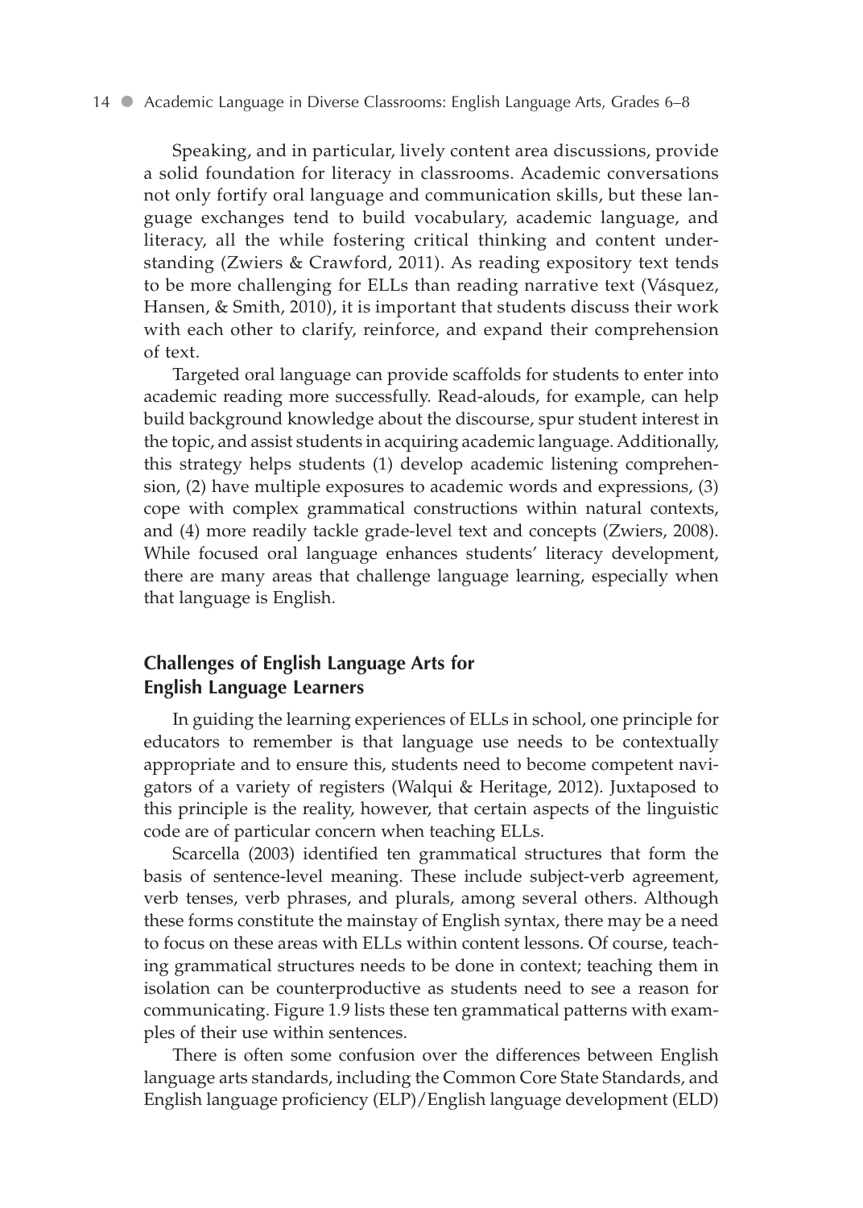Speaking, and in particular, lively content area discussions, provide a solid foundation for literacy in classrooms. Academic conversations not only fortify oral language and communication skills, but these language exchanges tend to build vocabulary, academic language, and literacy, all the while fostering critical thinking and content understanding (Zwiers & Crawford, 2011). As reading expository text tends to be more challenging for ELLs than reading narrative text (Vásquez, Hansen, & Smith, 2010), it is important that students discuss their work with each other to clarify, reinforce, and expand their comprehension of text.

Targeted oral language can provide scaffolds for students to enter into academic reading more successfully. Read-alouds, for example, can help build background knowledge about the discourse, spur student interest in the topic, and assist students in acquiring academic language. Additionally, this strategy helps students (1) develop academic listening comprehension, (2) have multiple exposures to academic words and expressions, (3) cope with complex grammatical constructions within natural contexts, and (4) more readily tackle grade-level text and concepts (Zwiers, 2008). While focused oral language enhances students' literacy development, there are many areas that challenge language learning, especially when that language is English.

## Challenges of English Language Arts for English Language Learners

In guiding the learning experiences of ELLs in school, one principle for educators to remember is that language use needs to be contextually appropriate and to ensure this, students need to become competent navigators of a variety of registers (Walqui & Heritage, 2012). Juxtaposed to this principle is the reality, however, that certain aspects of the linguistic code are of particular concern when teaching ELLs.

Scarcella (2003) identified ten grammatical structures that form the basis of sentence-level meaning. These include subject-verb agreement, verb tenses, verb phrases, and plurals, among several others. Although these forms constitute the mainstay of English syntax, there may be a need to focus on these areas with ELLs within content lessons. Of course, teaching grammatical structures needs to be done in context; teaching them in isolation can be counterproductive as students need to see a reason for communicating. Figure 1.9 lists these ten grammatical patterns with examples of their use within sentences.

There is often some confusion over the differences between English language arts standards, including the Common Core State Standards, and English language proficiency (ELP)/English language development (ELD)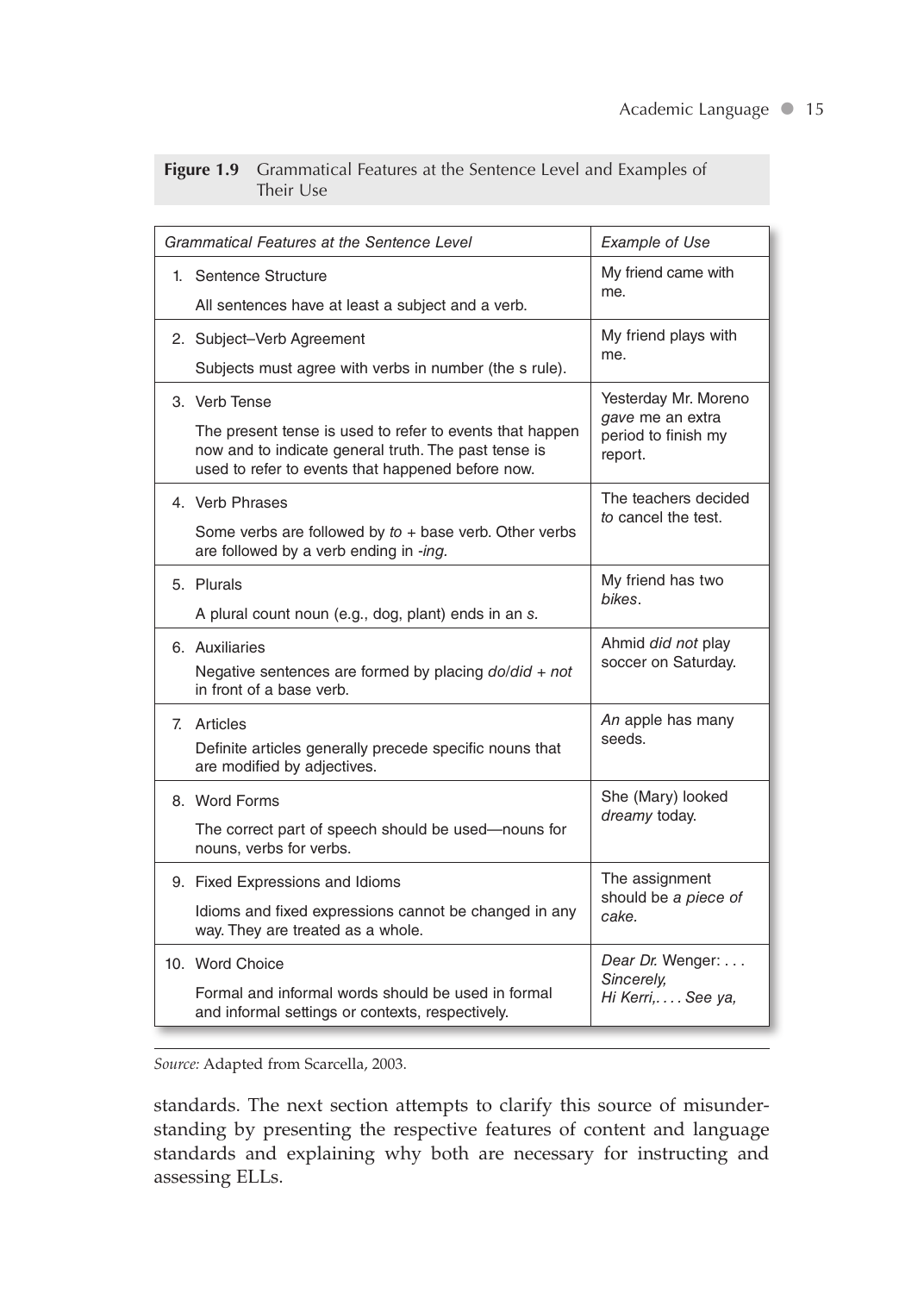**Figure 1.9** Grammatical Features at the Sentence Level and Examples of Their Use

| *Grammatical Features at the Sentence Level* | *Example of Use* |
|---|---|
| 1. Sentence Structure<br>All sentences have at least a subject and a verb. | My friend came with me. |
| 2. Subject–Verb Agreement<br>Subjects must agree with verbs in number (the s rule). | My friend plays with me. |
| 3. Verb Tense<br>The present tense is used to refer to events that happen now and to indicate general truth. The past tense is used to refer to events that happened before now. | Yesterday Mr. Moreno *gave* me an extra period to finish my report. |
| 4. Verb Phrases<br>Some verbs are followed by *to* + base verb. Other verbs are followed by a verb ending in *-ing.* | The teachers decided *to* cancel the test. |
| 5. Plurals<br>A plural count noun (e.g., dog, plant) ends in an *s.* | My friend has two *bikes*. |
| 6. Auxiliaries<br>Negative sentences are formed by placing *do*/*did* + *not* in front of a base verb. | Ahmid *did not* play soccer on Saturday. |
| 7. Articles<br>Definite articles generally precede specific nouns that are modified by adjectives. | *An* apple has many seeds. |
| 8. Word Forms<br>The correct part of speech should be used—nouns for nouns, verbs for verbs. | She (Mary) looked *dreamy* today. |
| 9. Fixed Expressions and Idioms<br>Idioms and fixed expressions cannot be changed in any way. They are treated as a whole. | The assignment should be *a piece of cake.* |
| 10. Word Choice<br>Formal and informal words should be used in formal and informal settings or contexts, respectively. | *Dear Dr.* Wenger: . . .<br>*Sincerely,*<br>*Hi Kerri,. . . . See ya,* |

*Source:* Adapted from Scarcella, 2003.

standards. The next section attempts to clarify this source of misunderstanding by presenting the respective features of content and language standards and explaining why both are necessary for instructing and assessing ELLs.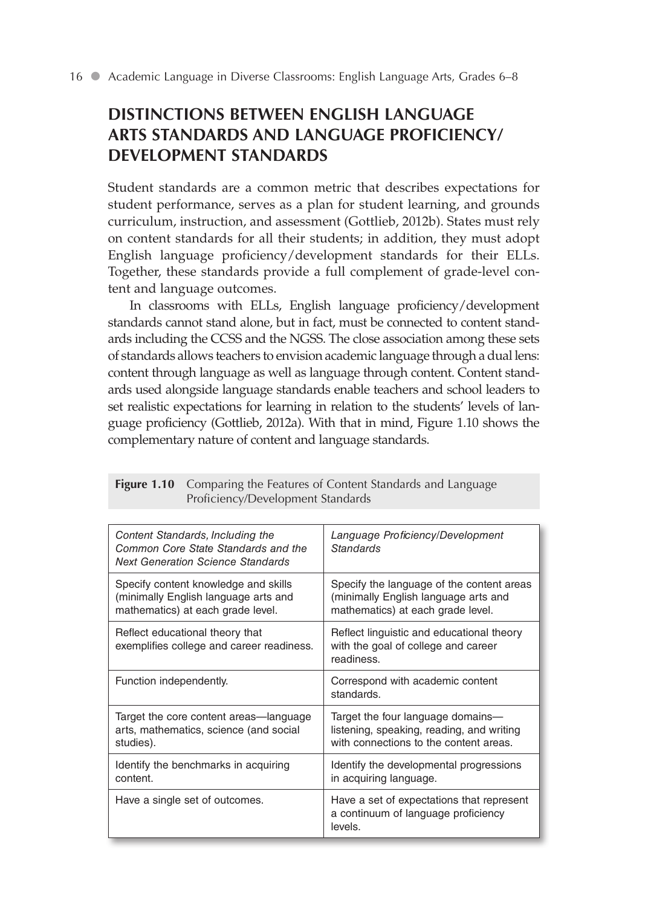## DISTINCTIONS BETWEEN ENGLISH LANGUAGE ARTS STANDARDS AND LANGUAGE PROFICIENCY/DEVELOPMENT STANDARDS

Student standards are a common metric that describes expectations for student performance, serves as a plan for student learning, and grounds curriculum, instruction, and assessment (Gottlieb, 2012b). States must rely on content standards for all their students; in addition, they must adopt English language proficiency/development standards for their ELLs. Together, these standards provide a full complement of grade-level content and language outcomes.

In classrooms with ELLs, English language proficiency/development standards cannot stand alone, but in fact, must be connected to content standards including the CCSS and the NGSS. The close association among these sets of standards allows teachers to envision academic language through a dual lens: content through language as well as language through content. Content standards used alongside language standards enable teachers and school leaders to set realistic expectations for learning in relation to the students' levels of language proficiency (Gottlieb, 2012a). With that in mind, Figure 1.10 shows the complementary nature of content and language standards.

**Figure 1.10** Comparing the Features of Content Standards and Language Proficiency/Development Standards

| *Content Standards, Including the Common Core State Standards and the Next Generation Science Standards* | *Language Proficiency/Development Standards* |
|---|---|
| Specify content knowledge and skills (minimally English language arts and mathematics) at each grade level. | Specify the language of the content areas (minimally English language arts and mathematics) at each grade level. |
| Reflect educational theory that exemplifies college and career readiness. | Reflect linguistic and educational theory with the goal of college and career readiness. |
| Function independently. | Correspond with academic content standards. |
| Target the core content areas—language arts, mathematics, science (and social studies). | Target the four language domains—listening, speaking, reading, and writing with connections to the content areas. |
| Identify the benchmarks in acquiring content. | Identify the developmental progressions in acquiring language. |
| Have a single set of outcomes. | Have a set of expectations that represent a continuum of language proficiency levels. |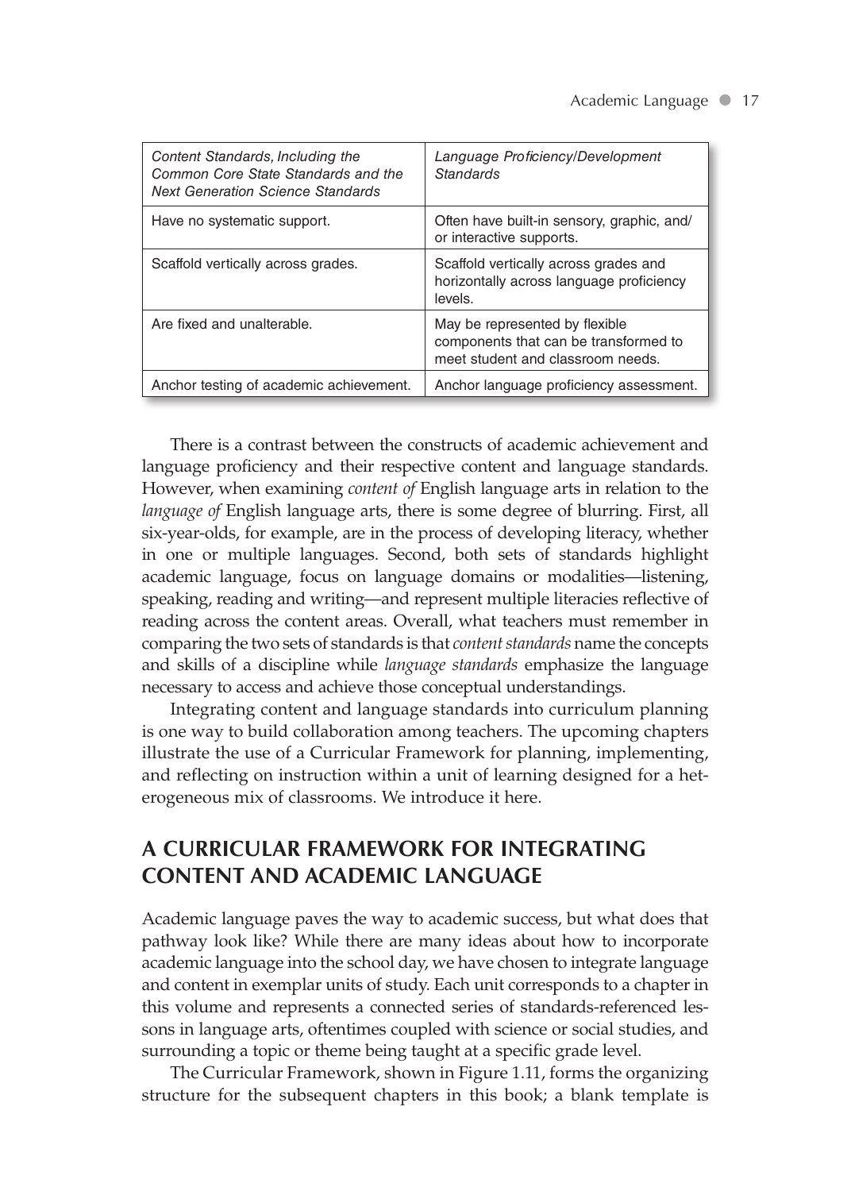| *Content Standards, Including the Common Core State Standards and the Next Generation Science Standards* | *Language Proficiency/Development Standards* |
| --- | --- |
| Have no systematic support. | Often have built-in sensory, graphic, and/or interactive supports. |
| Scaffold vertically across grades. | Scaffold vertically across grades and horizontally across language proficiency levels. |
| Are fixed and unalterable. | May be represented by flexible components that can be transformed to meet student and classroom needs. |
| Anchor testing of academic achievement. | Anchor language proficiency assessment. |

There is a contrast between the constructs of academic achievement and language proficiency and their respective content and language standards. However, when examining *content of* English language arts in relation to the *language of* English language arts, there is some degree of blurring. First, all six-year-olds, for example, are in the process of developing literacy, whether in one or multiple languages. Second, both sets of standards highlight academic language, focus on language domains or modalities—listening, speaking, reading and writing—and represent multiple literacies reflective of reading across the content areas. Overall, what teachers must remember in comparing the two sets of standards is that *content standards* name the concepts and skills of a discipline while *language standards* emphasize the language necessary to access and achieve those conceptual understandings.

Integrating content and language standards into curriculum planning is one way to build collaboration among teachers. The upcoming chapters illustrate the use of a Curricular Framework for planning, implementing, and reflecting on instruction within a unit of learning designed for a heterogeneous mix of classrooms. We introduce it here.

## A CURRICULAR FRAMEWORK FOR INTEGRATING CONTENT AND ACADEMIC LANGUAGE

Academic language paves the way to academic success, but what does that pathway look like? While there are many ideas about how to incorporate academic language into the school day, we have chosen to integrate language and content in exemplar units of study. Each unit corresponds to a chapter in this volume and represents a connected series of standards-referenced lessons in language arts, oftentimes coupled with science or social studies, and surrounding a topic or theme being taught at a specific grade level.

The Curricular Framework, shown in Figure 1.11, forms the organizing structure for the subsequent chapters in this book; a blank template is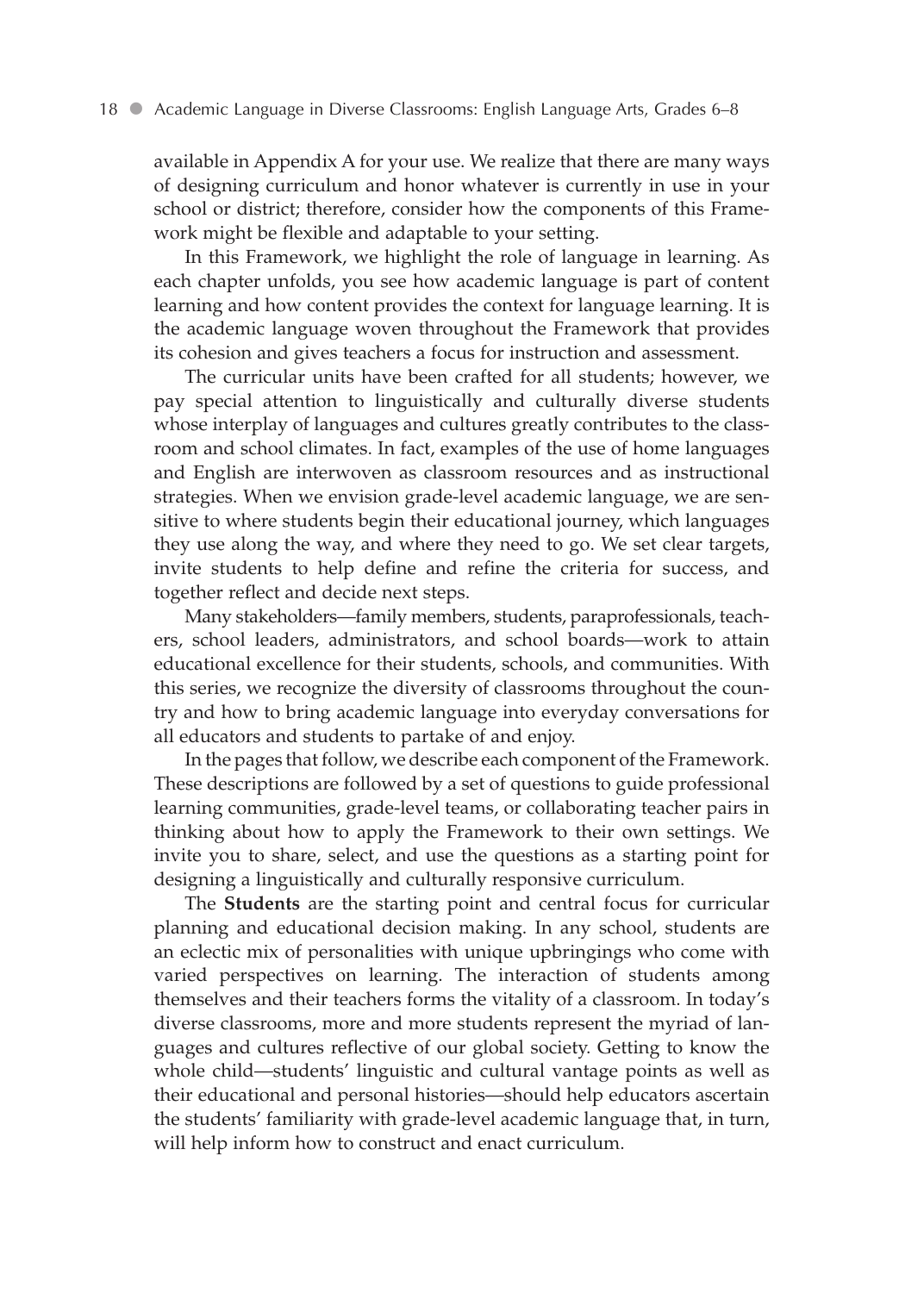available in Appendix A for your use. We realize that there are many ways of designing curriculum and honor whatever is currently in use in your school or district; therefore, consider how the components of this Framework might be flexible and adaptable to your setting.

In this Framework, we highlight the role of language in learning. As each chapter unfolds, you see how academic language is part of content learning and how content provides the context for language learning. It is the academic language woven throughout the Framework that provides its cohesion and gives teachers a focus for instruction and assessment.

The curricular units have been crafted for all students; however, we pay special attention to linguistically and culturally diverse students whose interplay of languages and cultures greatly contributes to the classroom and school climates. In fact, examples of the use of home languages and English are interwoven as classroom resources and as instructional strategies. When we envision grade-level academic language, we are sensitive to where students begin their educational journey, which languages they use along the way, and where they need to go. We set clear targets, invite students to help define and refine the criteria for success, and together reflect and decide next steps.

Many stakeholders—family members, students, paraprofessionals, teachers, school leaders, administrators, and school boards—work to attain educational excellence for their students, schools, and communities. With this series, we recognize the diversity of classrooms throughout the country and how to bring academic language into everyday conversations for all educators and students to partake of and enjoy.

In the pages that follow, we describe each component of the Framework. These descriptions are followed by a set of questions to guide professional learning communities, grade-level teams, or collaborating teacher pairs in thinking about how to apply the Framework to their own settings. We invite you to share, select, and use the questions as a starting point for designing a linguistically and culturally responsive curriculum.

The **Students** are the starting point and central focus for curricular planning and educational decision making. In any school, students are an eclectic mix of personalities with unique upbringings who come with varied perspectives on learning. The interaction of students among themselves and their teachers forms the vitality of a classroom. In today's diverse classrooms, more and more students represent the myriad of languages and cultures reflective of our global society. Getting to know the whole child—students' linguistic and cultural vantage points as well as their educational and personal histories—should help educators ascertain the students' familiarity with grade-level academic language that, in turn, will help inform how to construct and enact curriculum.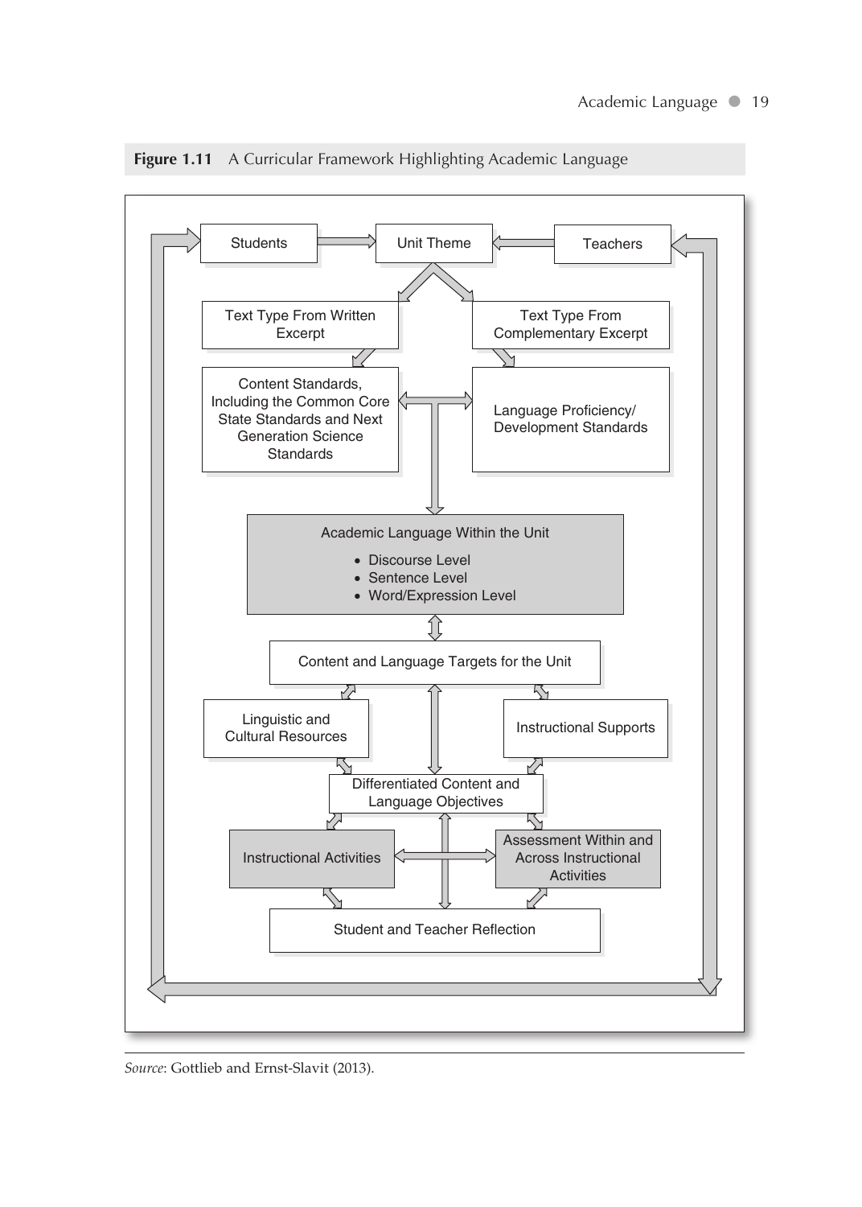**Figure 1.11** A Curricular Framework Highlighting Academic Language

Students → Unit Theme ← Teachers

Text Type From Written Excerpt

Text Type From Complementary Excerpt

Content Standards, Including the Common Core State Standards and Next Generation Science Standards

Language Proficiency/ Development Standards

Academic Language Within the Unit

- Discourse Level
- Sentence Level
- Word/Expression Level

Content and Language Targets for the Unit

Linguistic and Cultural Resources

Instructional Supports

Differentiated Content and Language Objectives

Instructional Activities

Assessment Within and Across Instructional Activities

Student and Teacher Reflection

*Source*: Gottlieb and Ernst-Slavit (2013).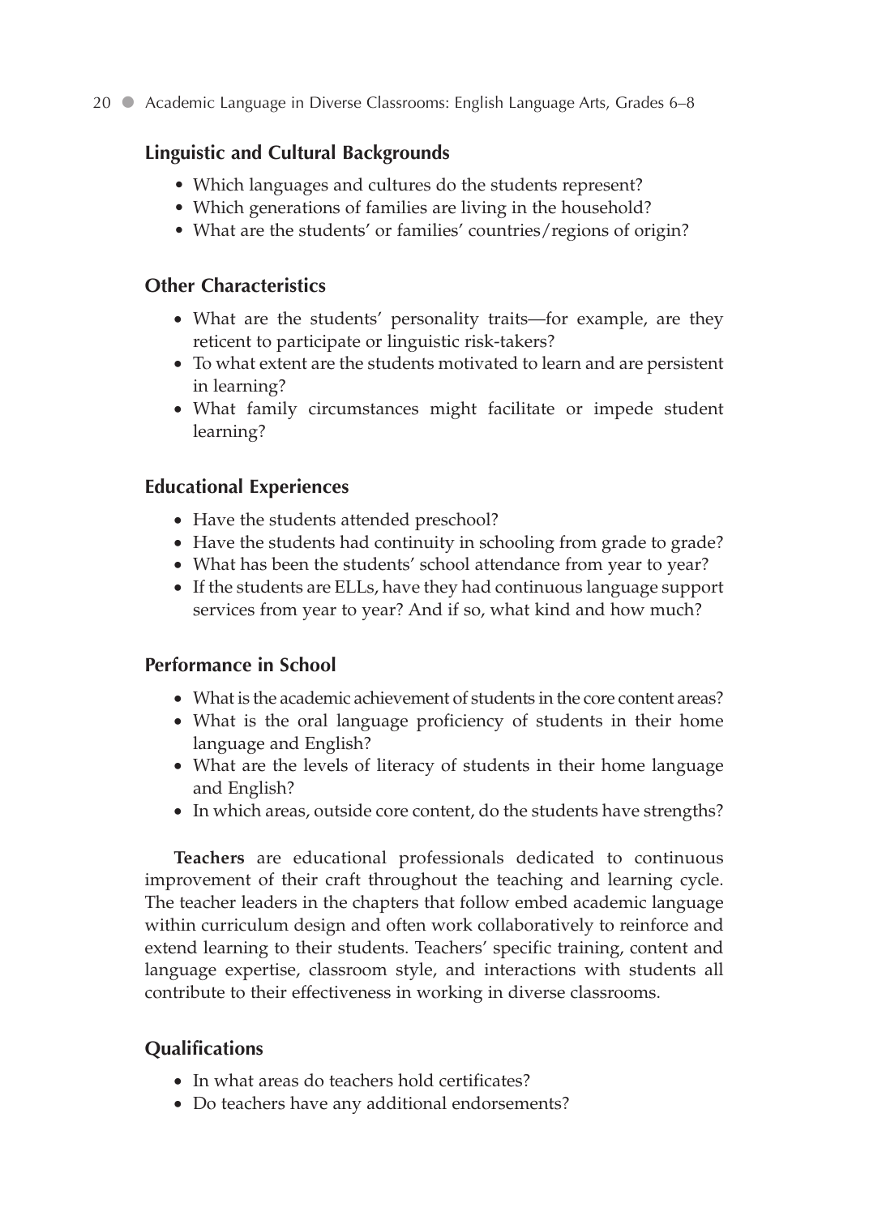### Linguistic and Cultural Backgrounds

- Which languages and cultures do the students represent?
- Which generations of families are living in the household?
- What are the students' or families' countries/regions of origin?

### Other Characteristics

- What are the students' personality traits—for example, are they reticent to participate or linguistic risk-takers?
- To what extent are the students motivated to learn and are persistent in learning?
- What family circumstances might facilitate or impede student learning?

### Educational Experiences

- Have the students attended preschool?
- Have the students had continuity in schooling from grade to grade?
- What has been the students' school attendance from year to year?
- If the students are ELLs, have they had continuous language support services from year to year? And if so, what kind and how much?

### Performance in School

- What is the academic achievement of students in the core content areas?
- What is the oral language proficiency of students in their home language and English?
- What are the levels of literacy of students in their home language and English?
- In which areas, outside core content, do the students have strengths?

**Teachers** are educational professionals dedicated to continuous improvement of their craft throughout the teaching and learning cycle. The teacher leaders in the chapters that follow embed academic language within curriculum design and often work collaboratively to reinforce and extend learning to their students. Teachers' specific training, content and language expertise, classroom style, and interactions with students all contribute to their effectiveness in working in diverse classrooms.

### Qualifications

- In what areas do teachers hold certificates?
- Do teachers have any additional endorsements?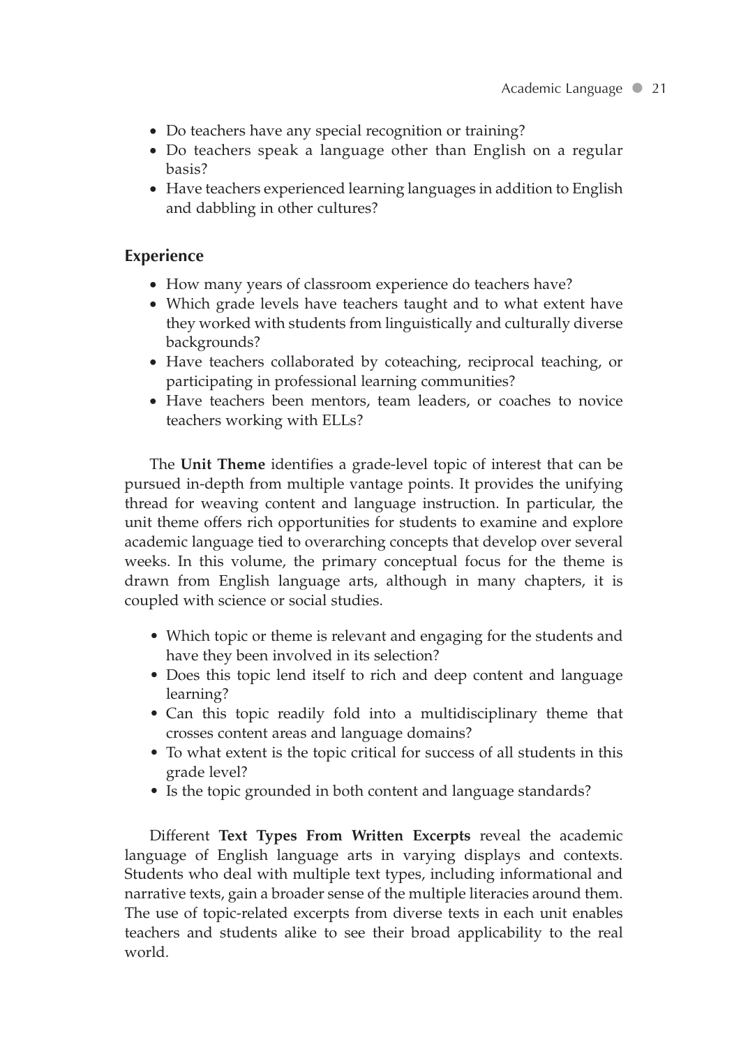- Do teachers have any special recognition or training?
- Do teachers speak a language other than English on a regular basis?
- Have teachers experienced learning languages in addition to English and dabbling in other cultures?

### Experience

- How many years of classroom experience do teachers have?
- Which grade levels have teachers taught and to what extent have they worked with students from linguistically and culturally diverse backgrounds?
- Have teachers collaborated by coteaching, reciprocal teaching, or participating in professional learning communities?
- Have teachers been mentors, team leaders, or coaches to novice teachers working with ELLs?

The **Unit Theme** identifies a grade-level topic of interest that can be pursued in-depth from multiple vantage points. It provides the unifying thread for weaving content and language instruction. In particular, the unit theme offers rich opportunities for students to examine and explore academic language tied to overarching concepts that develop over several weeks. In this volume, the primary conceptual focus for the theme is drawn from English language arts, although in many chapters, it is coupled with science or social studies.

- Which topic or theme is relevant and engaging for the students and have they been involved in its selection?
- Does this topic lend itself to rich and deep content and language learning?
- Can this topic readily fold into a multidisciplinary theme that crosses content areas and language domains?
- To what extent is the topic critical for success of all students in this grade level?
- Is the topic grounded in both content and language standards?

Different **Text Types From Written Excerpts** reveal the academic language of English language arts in varying displays and contexts. Students who deal with multiple text types, including informational and narrative texts, gain a broader sense of the multiple literacies around them. The use of topic-related excerpts from diverse texts in each unit enables teachers and students alike to see their broad applicability to the real world.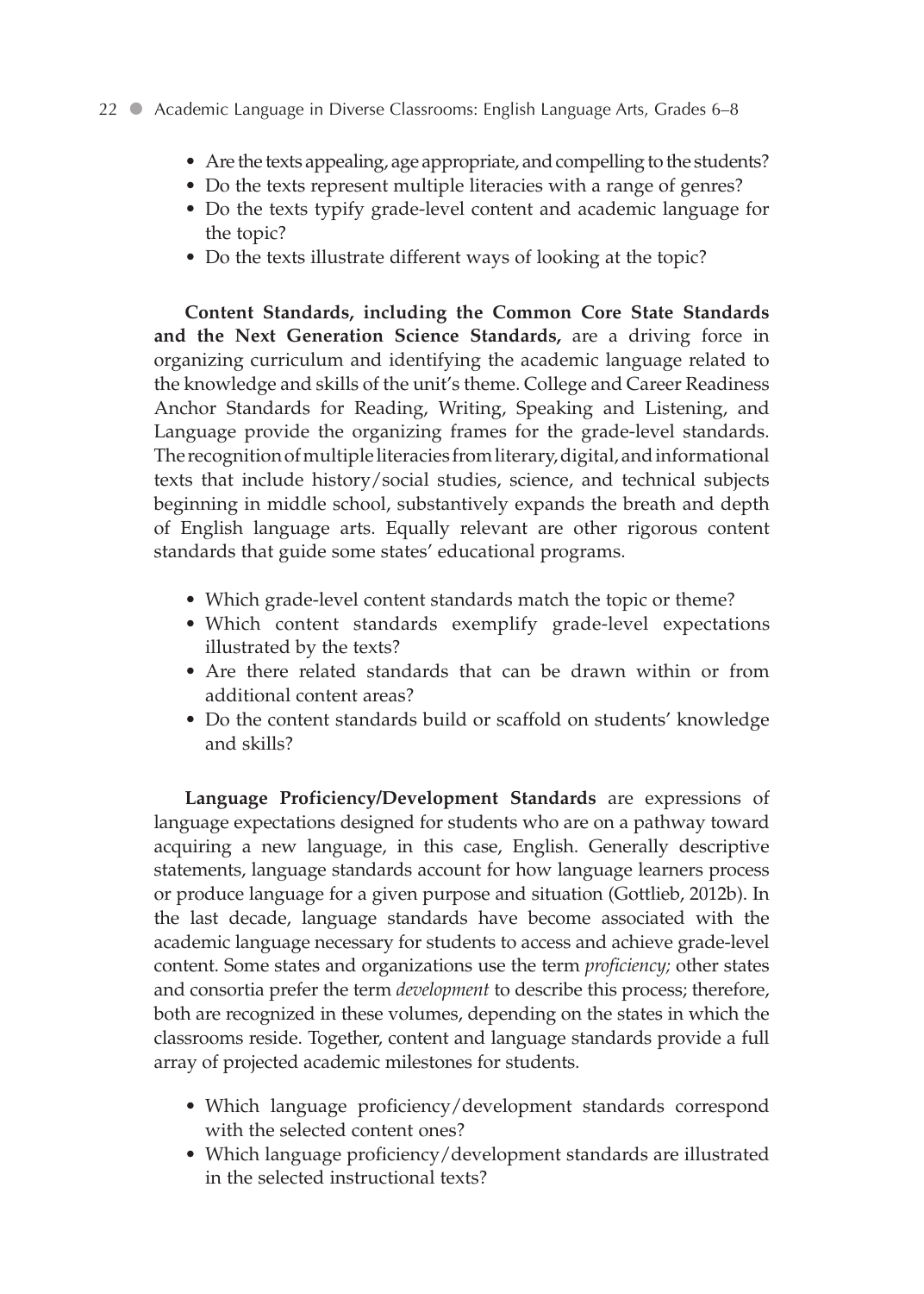- Are the texts appealing, age appropriate, and compelling to the students?
- Do the texts represent multiple literacies with a range of genres?
- Do the texts typify grade-level content and academic language for the topic?
- Do the texts illustrate different ways of looking at the topic?

**Content Standards, including the Common Core State Standards and the Next Generation Science Standards,** are a driving force in organizing curriculum and identifying the academic language related to the knowledge and skills of the unit's theme. College and Career Readiness Anchor Standards for Reading, Writing, Speaking and Listening, and Language provide the organizing frames for the grade-level standards. The recognition of multiple literacies from literary, digital, and informational texts that include history/social studies, science, and technical subjects beginning in middle school, substantively expands the breath and depth of English language arts. Equally relevant are other rigorous content standards that guide some states' educational programs.

- Which grade-level content standards match the topic or theme?
- Which content standards exemplify grade-level expectations illustrated by the texts?
- Are there related standards that can be drawn within or from additional content areas?
- Do the content standards build or scaffold on students' knowledge and skills?

**Language Proficiency/Development Standards** are expressions of language expectations designed for students who are on a pathway toward acquiring a new language, in this case, English. Generally descriptive statements, language standards account for how language learners process or produce language for a given purpose and situation (Gottlieb, 2012b). In the last decade, language standards have become associated with the academic language necessary for students to access and achieve grade-level content. Some states and organizations use the term *proficiency;* other states and consortia prefer the term *development* to describe this process; therefore, both are recognized in these volumes, depending on the states in which the classrooms reside. Together, content and language standards provide a full array of projected academic milestones for students.

- Which language proficiency/development standards correspond with the selected content ones?
- Which language proficiency/development standards are illustrated in the selected instructional texts?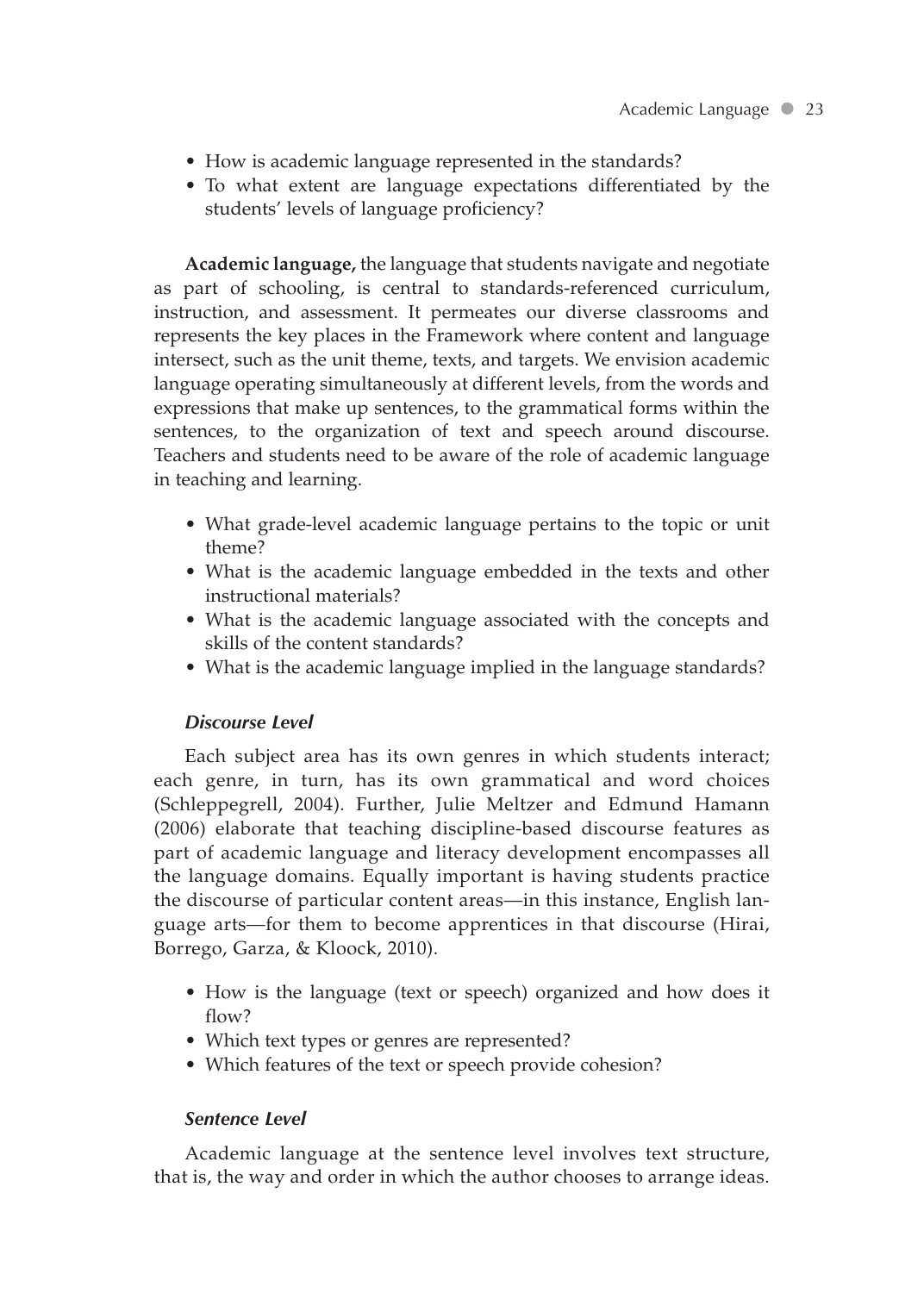- How is academic language represented in the standards?
- To what extent are language expectations differentiated by the students' levels of language proficiency?

**Academic language,** the language that students navigate and negotiate as part of schooling, is central to standards-referenced curriculum, instruction, and assessment. It permeates our diverse classrooms and represents the key places in the Framework where content and language intersect, such as the unit theme, texts, and targets. We envision academic language operating simultaneously at different levels, from the words and expressions that make up sentences, to the grammatical forms within the sentences, to the organization of text and speech around discourse. Teachers and students need to be aware of the role of academic language in teaching and learning.

- What grade-level academic language pertains to the topic or unit theme?
- What is the academic language embedded in the texts and other instructional materials?
- What is the academic language associated with the concepts and skills of the content standards?
- What is the academic language implied in the language standards?

### *Discourse Level*

Each subject area has its own genres in which students interact; each genre, in turn, has its own grammatical and word choices (Schleppegrell, 2004). Further, Julie Meltzer and Edmund Hamann (2006) elaborate that teaching discipline-based discourse features as part of academic language and literacy development encompasses all the language domains. Equally important is having students practice the discourse of particular content areas—in this instance, English language arts—for them to become apprentices in that discourse (Hirai, Borrego, Garza, & Kloock, 2010).

- How is the language (text or speech) organized and how does it flow?
- Which text types or genres are represented?
- Which features of the text or speech provide cohesion?

### *Sentence Level*

Academic language at the sentence level involves text structure, that is, the way and order in which the author chooses to arrange ideas.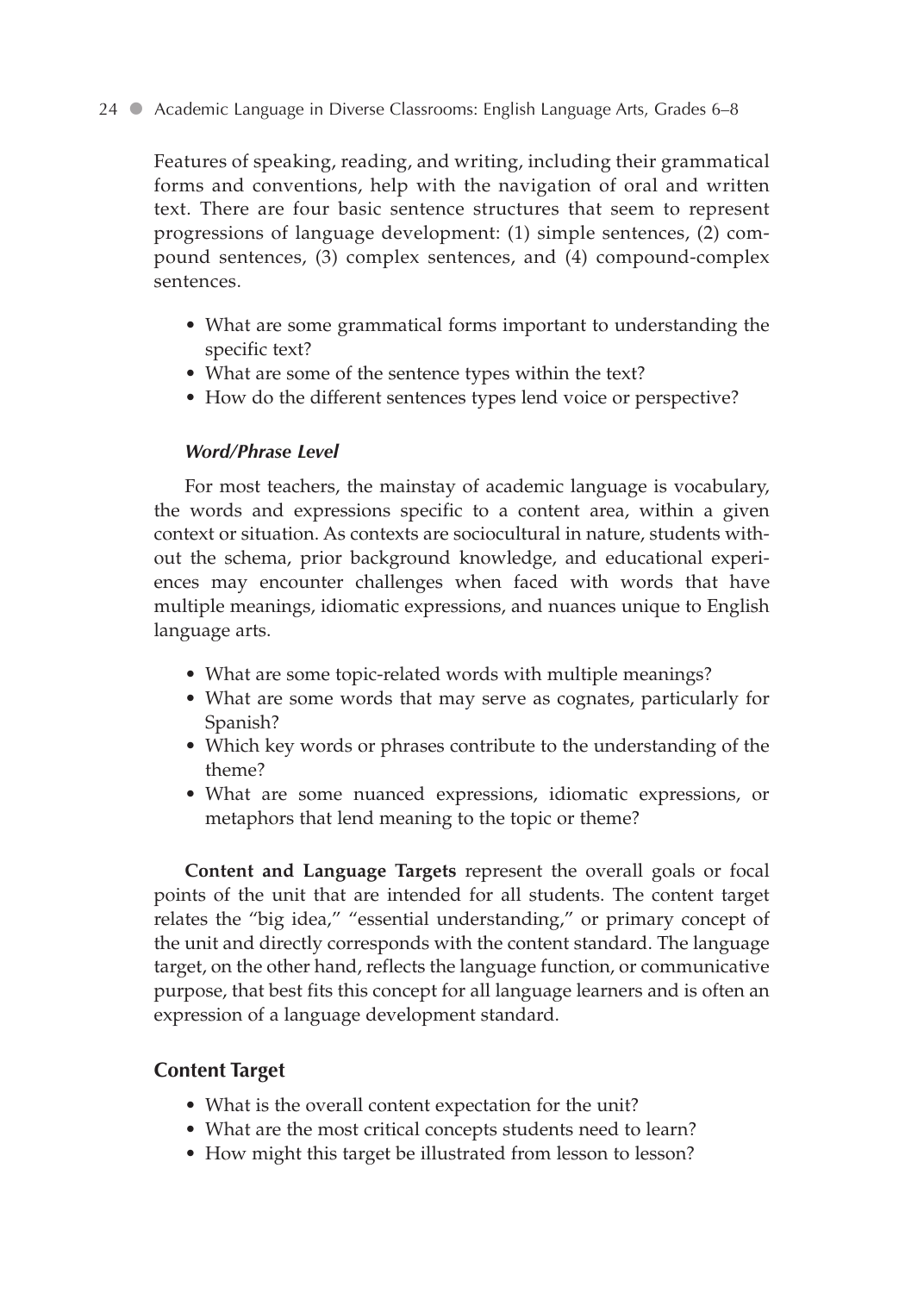Features of speaking, reading, and writing, including their grammatical forms and conventions, help with the navigation of oral and written text. There are four basic sentence structures that seem to represent progressions of language development: (1) simple sentences, (2) compound sentences, (3) complex sentences, and (4) compound-complex sentences.

- What are some grammatical forms important to understanding the specific text?
- What are some of the sentence types within the text?
- How do the different sentences types lend voice or perspective?

#### *Word/Phrase Level*

For most teachers, the mainstay of academic language is vocabulary, the words and expressions specific to a content area, within a given context or situation. As contexts are sociocultural in nature, students without the schema, prior background knowledge, and educational experiences may encounter challenges when faced with words that have multiple meanings, idiomatic expressions, and nuances unique to English language arts.

- What are some topic-related words with multiple meanings?
- What are some words that may serve as cognates, particularly for Spanish?
- Which key words or phrases contribute to the understanding of the theme?
- What are some nuanced expressions, idiomatic expressions, or metaphors that lend meaning to the topic or theme?

**Content and Language Targets** represent the overall goals or focal points of the unit that are intended for all students. The content target relates the "big idea," "essential understanding," or primary concept of the unit and directly corresponds with the content standard. The language target, on the other hand, reflects the language function, or communicative purpose, that best fits this concept for all language learners and is often an expression of a language development standard.

### Content Target

- What is the overall content expectation for the unit?
- What are the most critical concepts students need to learn?
- How might this target be illustrated from lesson to lesson?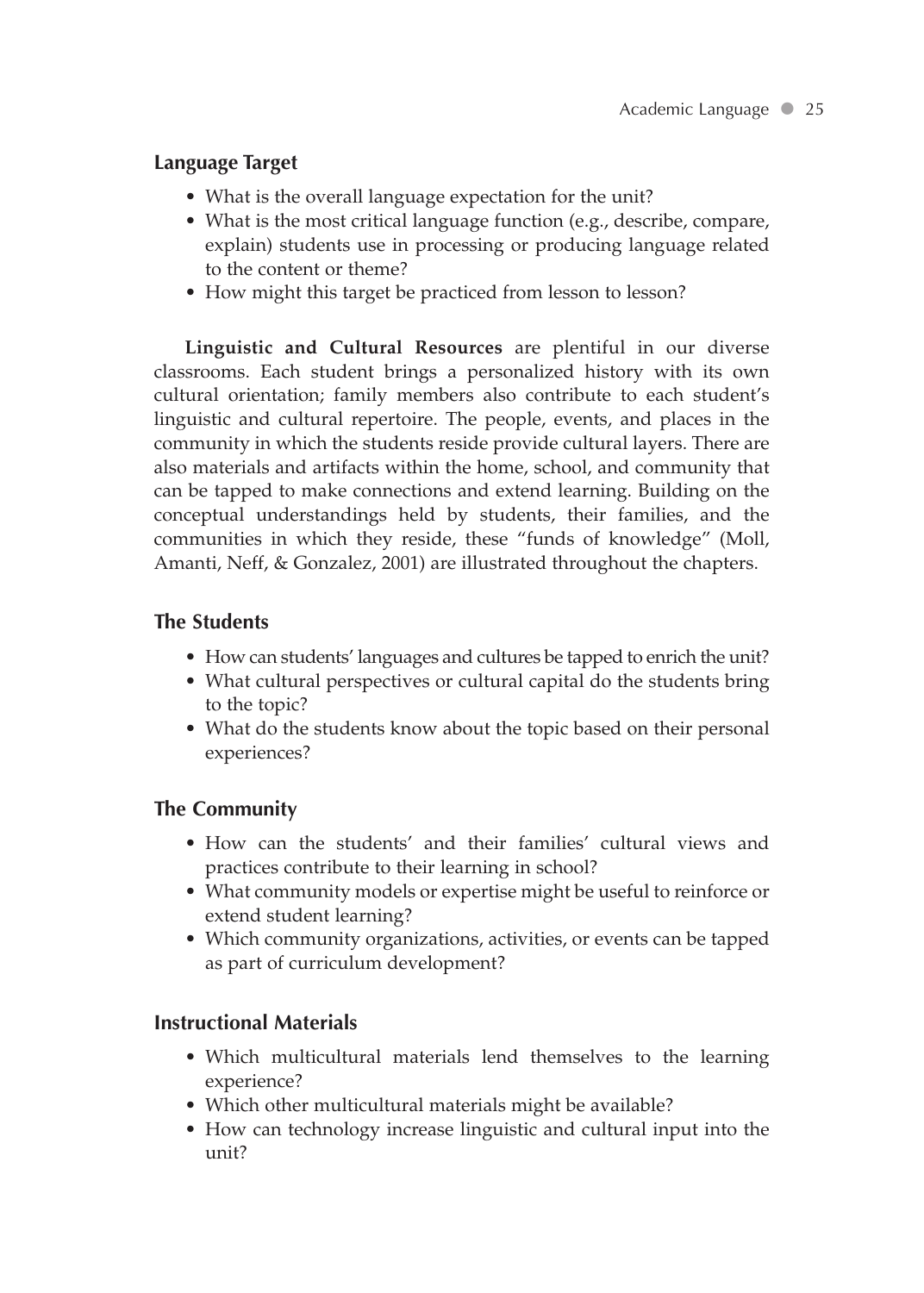### Language Target

- What is the overall language expectation for the unit?
- What is the most critical language function (e.g., describe, compare, explain) students use in processing or producing language related to the content or theme?
- How might this target be practiced from lesson to lesson?

**Linguistic and Cultural Resources** are plentiful in our diverse classrooms. Each student brings a personalized history with its own cultural orientation; family members also contribute to each student's linguistic and cultural repertoire. The people, events, and places in the community in which the students reside provide cultural layers. There are also materials and artifacts within the home, school, and community that can be tapped to make connections and extend learning. Building on the conceptual understandings held by students, their families, and the communities in which they reside, these "funds of knowledge" (Moll, Amanti, Neff, & Gonzalez, 2001) are illustrated throughout the chapters.

### The Students

- How can students' languages and cultures be tapped to enrich the unit?
- What cultural perspectives or cultural capital do the students bring to the topic?
- What do the students know about the topic based on their personal experiences?

### The Community

- How can the students' and their families' cultural views and practices contribute to their learning in school?
- What community models or expertise might be useful to reinforce or extend student learning?
- Which community organizations, activities, or events can be tapped as part of curriculum development?

### Instructional Materials

- Which multicultural materials lend themselves to the learning experience?
- Which other multicultural materials might be available?
- How can technology increase linguistic and cultural input into the unit?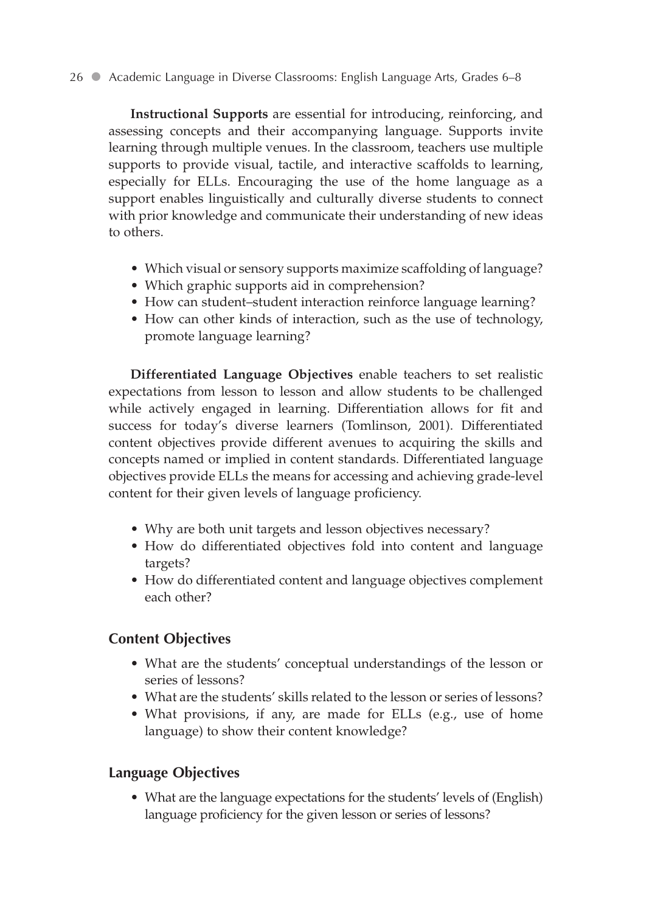**Instructional Supports** are essential for introducing, reinforcing, and assessing concepts and their accompanying language. Supports invite learning through multiple venues. In the classroom, teachers use multiple supports to provide visual, tactile, and interactive scaffolds to learning, especially for ELLs. Encouraging the use of the home language as a support enables linguistically and culturally diverse students to connect with prior knowledge and communicate their understanding of new ideas to others.

- Which visual or sensory supports maximize scaffolding of language?
- Which graphic supports aid in comprehension?
- How can student–student interaction reinforce language learning?
- How can other kinds of interaction, such as the use of technology, promote language learning?

**Differentiated Language Objectives** enable teachers to set realistic expectations from lesson to lesson and allow students to be challenged while actively engaged in learning. Differentiation allows for fit and success for today's diverse learners (Tomlinson, 2001). Differentiated content objectives provide different avenues to acquiring the skills and concepts named or implied in content standards. Differentiated language objectives provide ELLs the means for accessing and achieving grade-level content for their given levels of language proficiency.

- Why are both unit targets and lesson objectives necessary?
- How do differentiated objectives fold into content and language targets?
- How do differentiated content and language objectives complement each other?

## Content Objectives

- What are the students' conceptual understandings of the lesson or series of lessons?
- What are the students' skills related to the lesson or series of lessons?
- What provisions, if any, are made for ELLs (e.g., use of home language) to show their content knowledge?

## Language Objectives

- What are the language expectations for the students' levels of (English) language proficiency for the given lesson or series of lessons?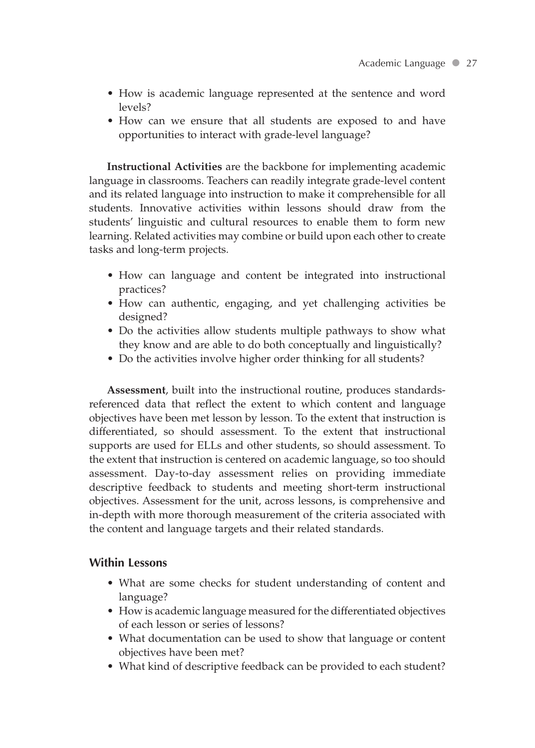- How is academic language represented at the sentence and word levels?
- How can we ensure that all students are exposed to and have opportunities to interact with grade-level language?

**Instructional Activities** are the backbone for implementing academic language in classrooms. Teachers can readily integrate grade-level content and its related language into instruction to make it comprehensible for all students. Innovative activities within lessons should draw from the students' linguistic and cultural resources to enable them to form new learning. Related activities may combine or build upon each other to create tasks and long-term projects.

- How can language and content be integrated into instructional practices?
- How can authentic, engaging, and yet challenging activities be designed?
- Do the activities allow students multiple pathways to show what they know and are able to do both conceptually and linguistically?
- Do the activities involve higher order thinking for all students?

**Assessment**, built into the instructional routine, produces standards-referenced data that reflect the extent to which content and language objectives have been met lesson by lesson. To the extent that instruction is differentiated, so should assessment. To the extent that instructional supports are used for ELLs and other students, so should assessment. To the extent that instruction is centered on academic language, so too should assessment. Day-to-day assessment relies on providing immediate descriptive feedback to students and meeting short-term instructional objectives. Assessment for the unit, across lessons, is comprehensive and in-depth with more thorough measurement of the criteria associated with the content and language targets and their related standards.

### Within Lessons

- What are some checks for student understanding of content and language?
- How is academic language measured for the differentiated objectives of each lesson or series of lessons?
- What documentation can be used to show that language or content objectives have been met?
- What kind of descriptive feedback can be provided to each student?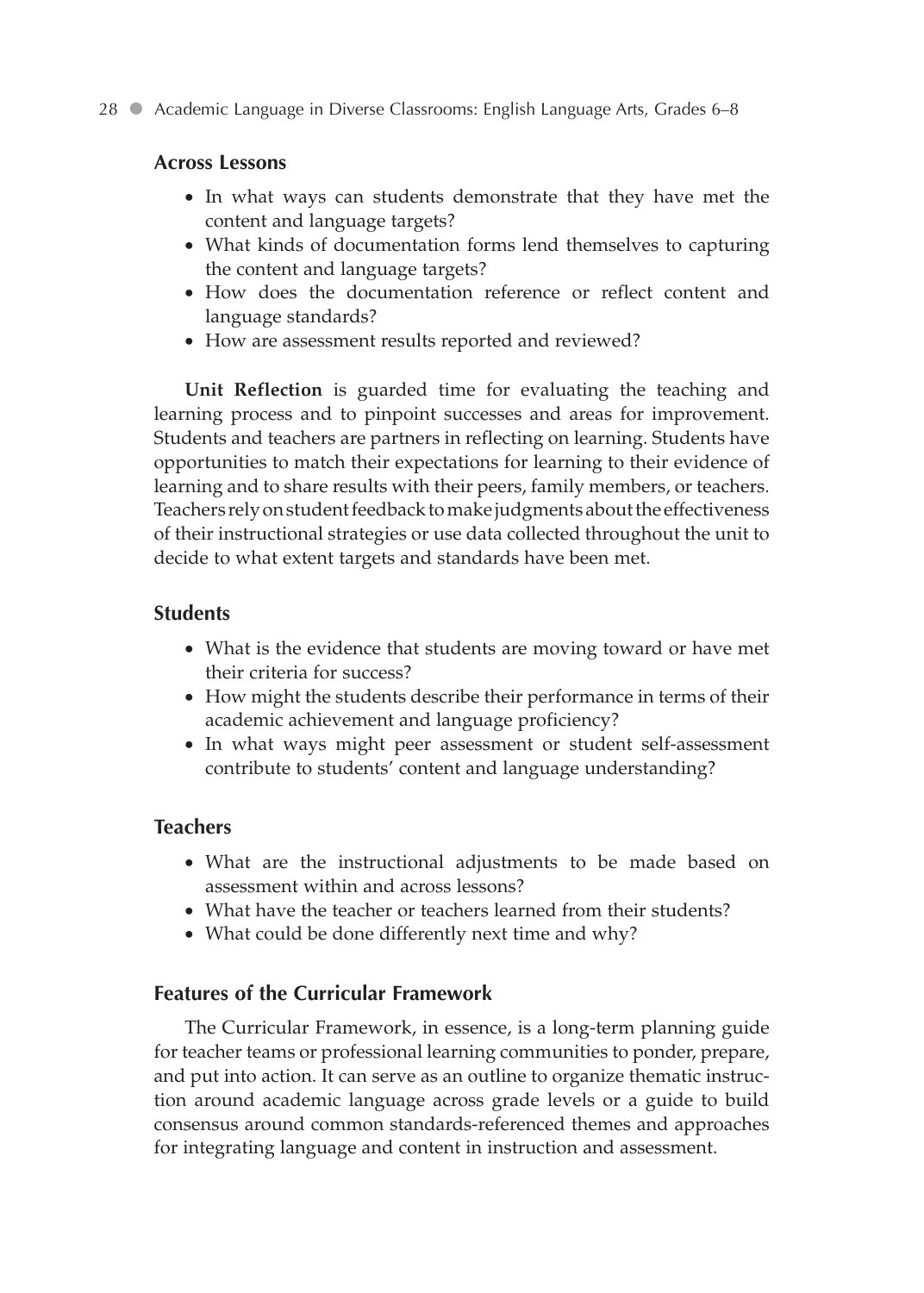### Across Lessons

- In what ways can students demonstrate that they have met the content and language targets?
- What kinds of documentation forms lend themselves to capturing the content and language targets?
- How does the documentation reference or reflect content and language standards?
- How are assessment results reported and reviewed?

**Unit Reflection** is guarded time for evaluating the teaching and learning process and to pinpoint successes and areas for improvement. Students and teachers are partners in reflecting on learning. Students have opportunities to match their expectations for learning to their evidence of learning and to share results with their peers, family members, or teachers. Teachers rely on student feedback to make judgments about the effectiveness of their instructional strategies or use data collected throughout the unit to decide to what extent targets and standards have been met.

### Students

- What is the evidence that students are moving toward or have met their criteria for success?
- How might the students describe their performance in terms of their academic achievement and language proficiency?
- In what ways might peer assessment or student self-assessment contribute to students' content and language understanding?

### Teachers

- What are the instructional adjustments to be made based on assessment within and across lessons?
- What have the teacher or teachers learned from their students?
- What could be done differently next time and why?

### Features of the Curricular Framework

The Curricular Framework, in essence, is a long-term planning guide for teacher teams or professional learning communities to ponder, prepare, and put into action. It can serve as an outline to organize thematic instruction around academic language across grade levels or a guide to build consensus around common standards-referenced themes and approaches for integrating language and content in instruction and assessment.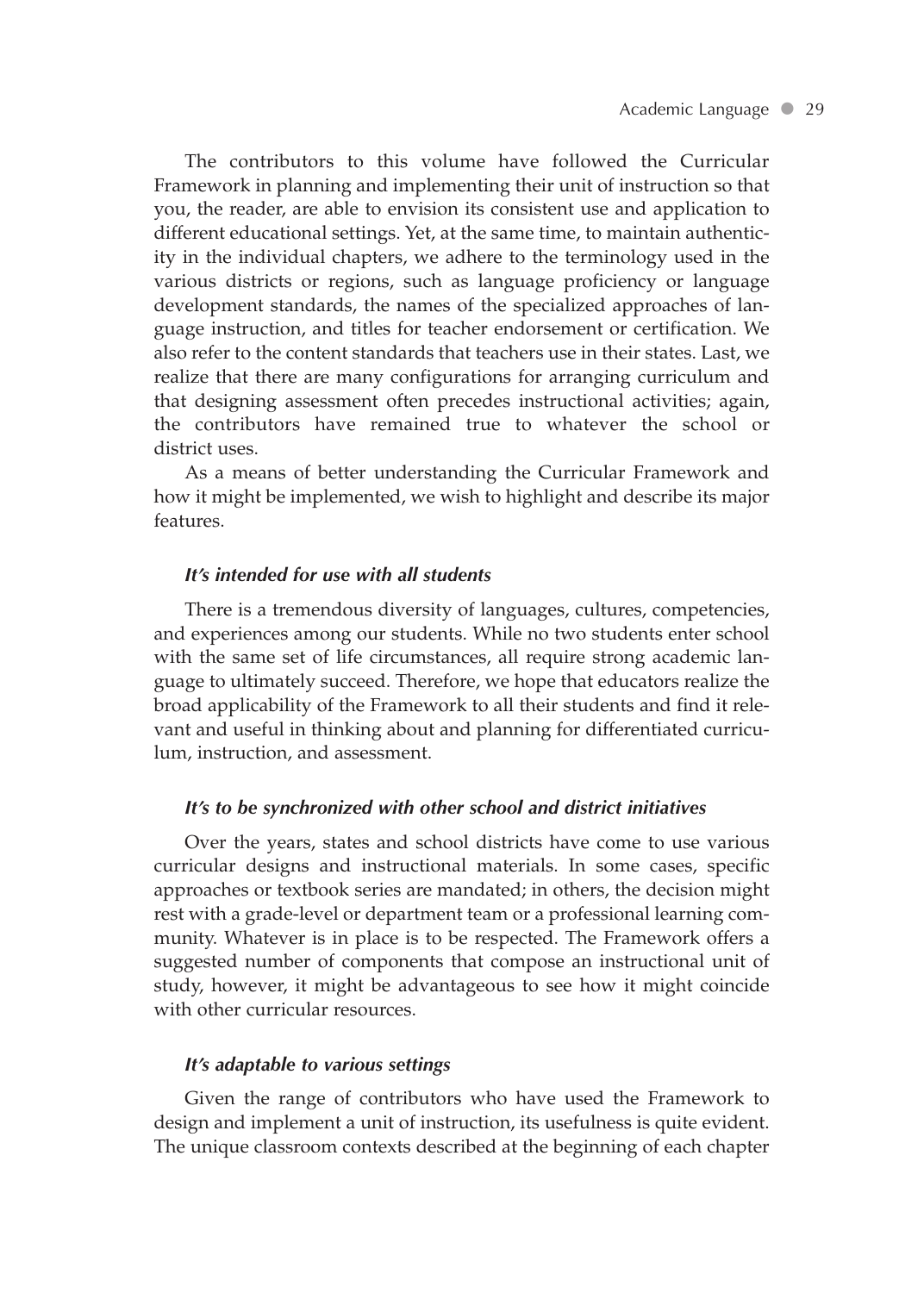The contributors to this volume have followed the Curricular Framework in planning and implementing their unit of instruction so that you, the reader, are able to envision its consistent use and application to different educational settings. Yet, at the same time, to maintain authenticity in the individual chapters, we adhere to the terminology used in the various districts or regions, such as language proficiency or language development standards, the names of the specialized approaches of language instruction, and titles for teacher endorsement or certification. We also refer to the content standards that teachers use in their states. Last, we realize that there are many configurations for arranging curriculum and that designing assessment often precedes instructional activities; again, the contributors have remained true to whatever the school or district uses.

As a means of better understanding the Curricular Framework and how it might be implemented, we wish to highlight and describe its major features.

#### *It's intended for use with all students*

There is a tremendous diversity of languages, cultures, competencies, and experiences among our students. While no two students enter school with the same set of life circumstances, all require strong academic language to ultimately succeed. Therefore, we hope that educators realize the broad applicability of the Framework to all their students and find it relevant and useful in thinking about and planning for differentiated curriculum, instruction, and assessment.

#### *It's to be synchronized with other school and district initiatives*

Over the years, states and school districts have come to use various curricular designs and instructional materials. In some cases, specific approaches or textbook series are mandated; in others, the decision might rest with a grade-level or department team or a professional learning community. Whatever is in place is to be respected. The Framework offers a suggested number of components that compose an instructional unit of study, however, it might be advantageous to see how it might coincide with other curricular resources.

#### *It's adaptable to various settings*

Given the range of contributors who have used the Framework to design and implement a unit of instruction, its usefulness is quite evident. The unique classroom contexts described at the beginning of each chapter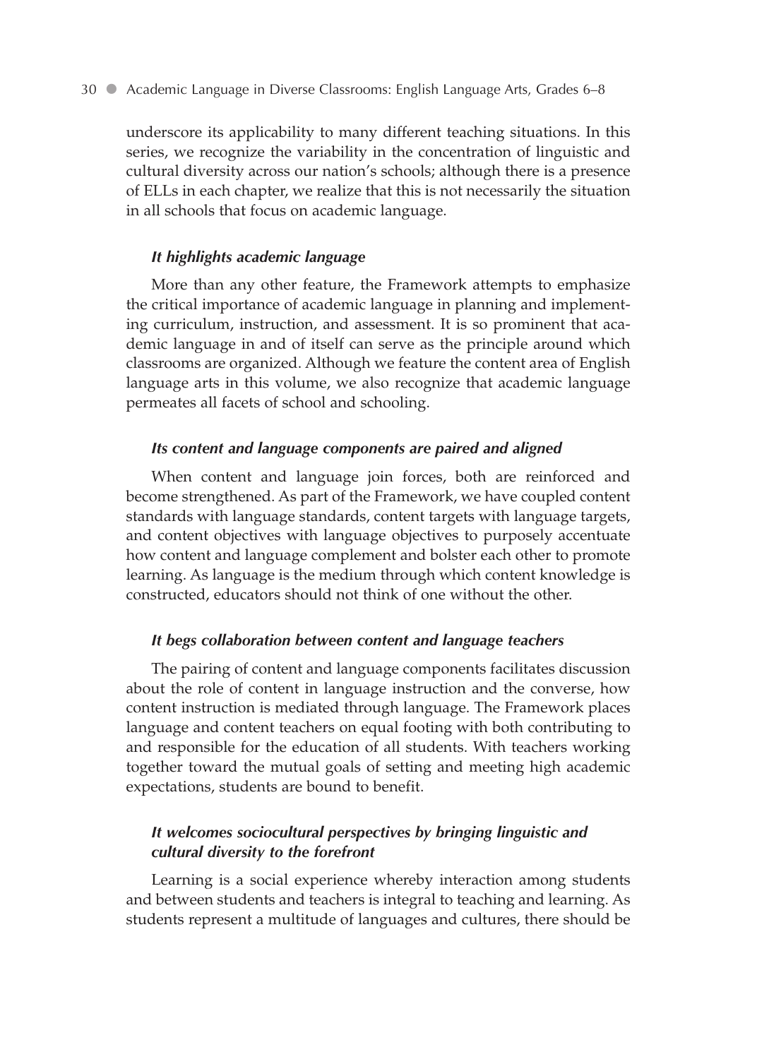underscore its applicability to many different teaching situations. In this series, we recognize the variability in the concentration of linguistic and cultural diversity across our nation's schools; although there is a presence of ELLs in each chapter, we realize that this is not necessarily the situation in all schools that focus on academic language.

#### *It highlights academic language*

More than any other feature, the Framework attempts to emphasize the critical importance of academic language in planning and implementing curriculum, instruction, and assessment. It is so prominent that academic language in and of itself can serve as the principle around which classrooms are organized. Although we feature the content area of English language arts in this volume, we also recognize that academic language permeates all facets of school and schooling.

#### *Its content and language components are paired and aligned*

When content and language join forces, both are reinforced and become strengthened. As part of the Framework, we have coupled content standards with language standards, content targets with language targets, and content objectives with language objectives to purposely accentuate how content and language complement and bolster each other to promote learning. As language is the medium through which content knowledge is constructed, educators should not think of one without the other.

#### *It begs collaboration between content and language teachers*

The pairing of content and language components facilitates discussion about the role of content in language instruction and the converse, how content instruction is mediated through language. The Framework places language and content teachers on equal footing with both contributing to and responsible for the education of all students. With teachers working together toward the mutual goals of setting and meeting high academic expectations, students are bound to benefit.

#### *It welcomes sociocultural perspectives by bringing linguistic and cultural diversity to the forefront*

Learning is a social experience whereby interaction among students and between students and teachers is integral to teaching and learning. As students represent a multitude of languages and cultures, there should be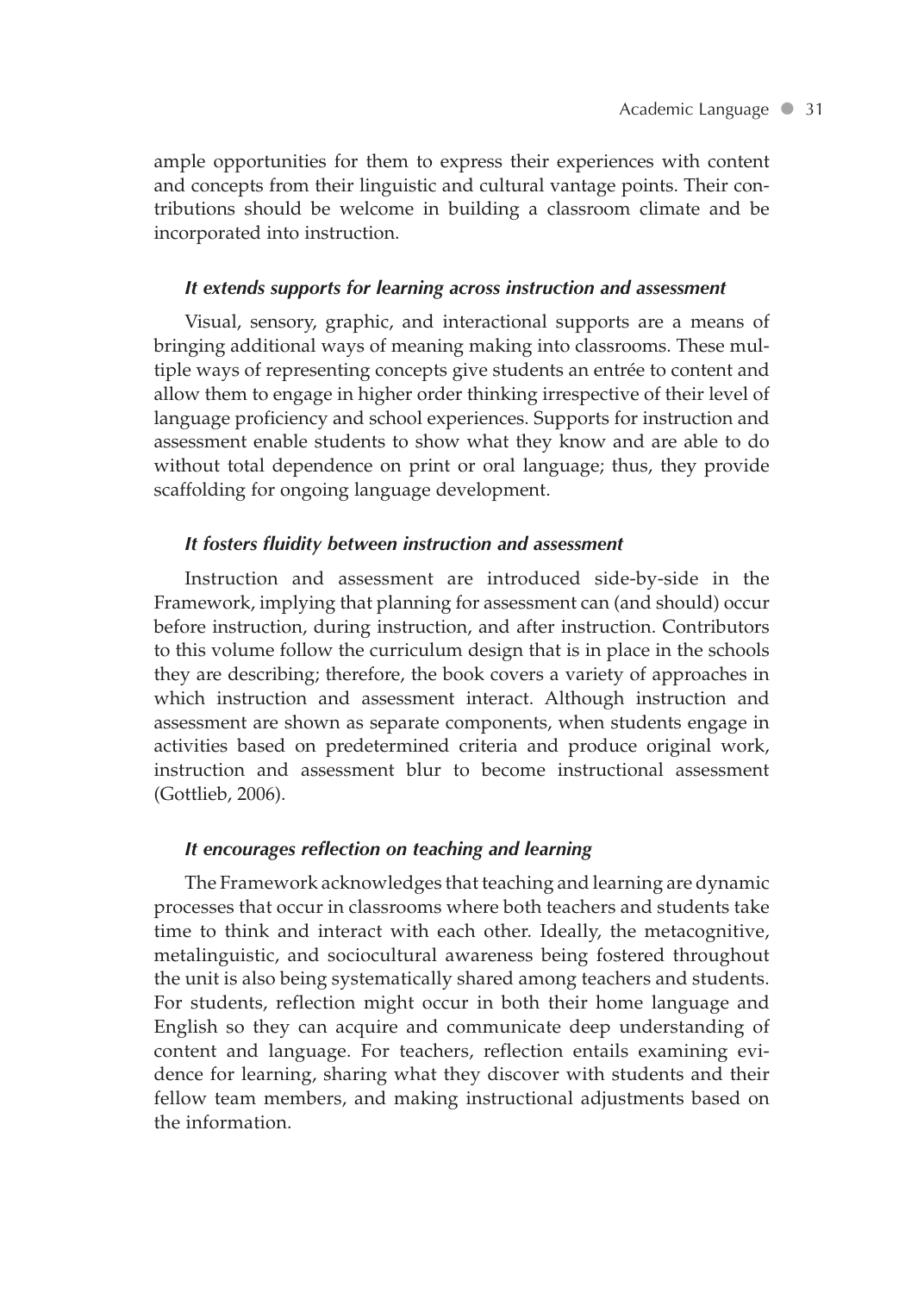ample opportunities for them to express their experiences with content and concepts from their linguistic and cultural vantage points. Their contributions should be welcome in building a classroom climate and be incorporated into instruction.

#### *It extends supports for learning across instruction and assessment*

Visual, sensory, graphic, and interactional supports are a means of bringing additional ways of meaning making into classrooms. These multiple ways of representing concepts give students an entrée to content and allow them to engage in higher order thinking irrespective of their level of language proficiency and school experiences. Supports for instruction and assessment enable students to show what they know and are able to do without total dependence on print or oral language; thus, they provide scaffolding for ongoing language development.

#### *It fosters fluidity between instruction and assessment*

Instruction and assessment are introduced side-by-side in the Framework, implying that planning for assessment can (and should) occur before instruction, during instruction, and after instruction. Contributors to this volume follow the curriculum design that is in place in the schools they are describing; therefore, the book covers a variety of approaches in which instruction and assessment interact. Although instruction and assessment are shown as separate components, when students engage in activities based on predetermined criteria and produce original work, instruction and assessment blur to become instructional assessment (Gottlieb, 2006).

#### *It encourages reflection on teaching and learning*

The Framework acknowledges that teaching and learning are dynamic processes that occur in classrooms where both teachers and students take time to think and interact with each other. Ideally, the metacognitive, metalinguistic, and sociocultural awareness being fostered throughout the unit is also being systematically shared among teachers and students. For students, reflection might occur in both their home language and English so they can acquire and communicate deep understanding of content and language. For teachers, reflection entails examining evidence for learning, sharing what they discover with students and their fellow team members, and making instructional adjustments based on the information.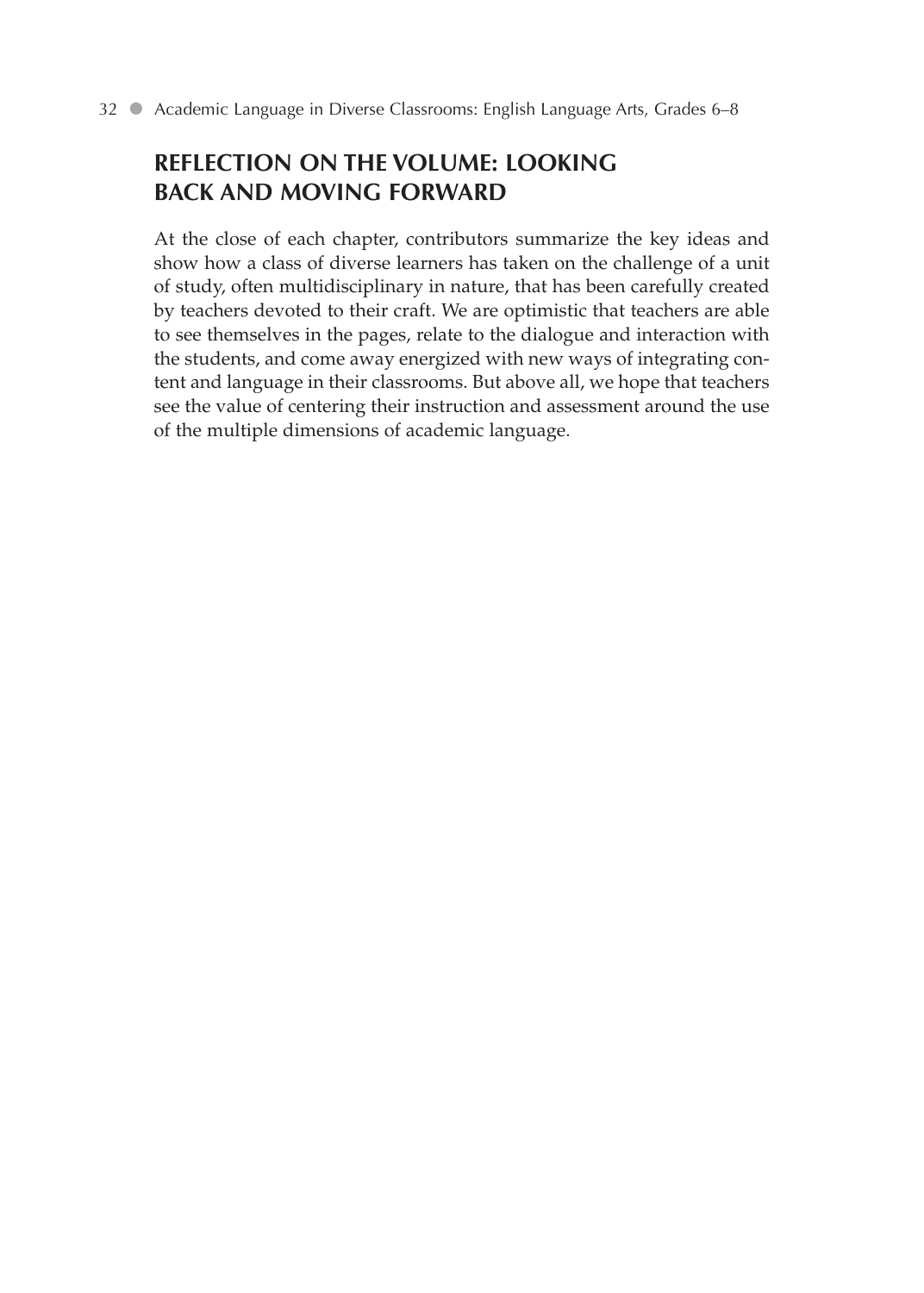## REFLECTION ON THE VOLUME: LOOKING BACK AND MOVING FORWARD

At the close of each chapter, contributors summarize the key ideas and show how a class of diverse learners has taken on the challenge of a unit of study, often multidisciplinary in nature, that has been carefully created by teachers devoted to their craft. We are optimistic that teachers are able to see themselves in the pages, relate to the dialogue and interaction with the students, and come away energized with new ways of integrating content and language in their classrooms. But above all, we hope that teachers see the value of centering their instruction and assessment around the use of the multiple dimensions of academic language.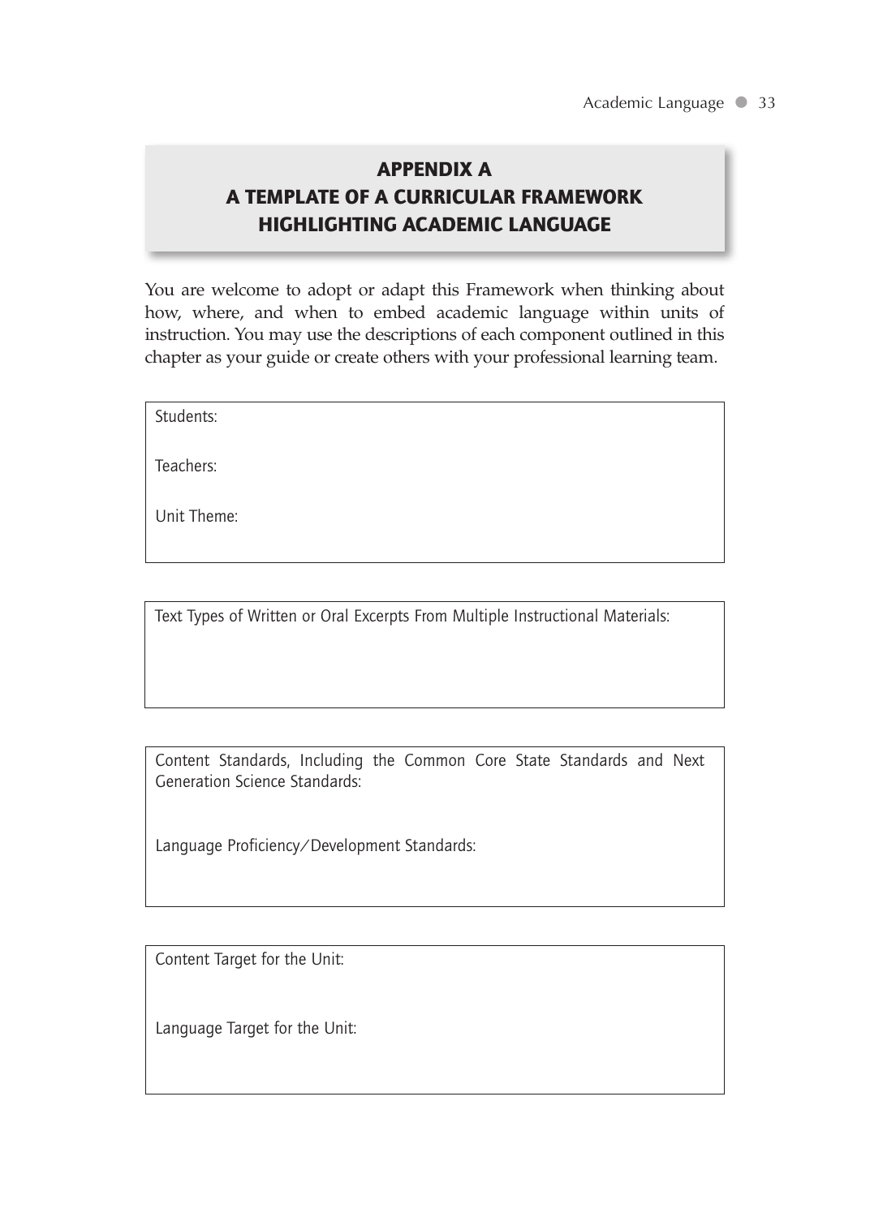## APPENDIX A
## A TEMPLATE OF A CURRICULAR FRAMEWORK HIGHLIGHTING ACADEMIC LANGUAGE

You are welcome to adopt or adapt this Framework when thinking about how, where, and when to embed academic language within units of instruction. You may use the descriptions of each component outlined in this chapter as your guide or create others with your professional learning team.

| |
|---|
| Students:<br><br>Teachers:<br><br>Unit Theme: |

| |
|---|
| Text Types of Written or Oral Excerpts From Multiple Instructional Materials: |

| |
|---|
| Content Standards, Including the Common Core State Standards and Next Generation Science Standards:<br><br>Language Proficiency/Development Standards: |

| |
|---|
| Content Target for the Unit:<br><br>Language Target for the Unit: |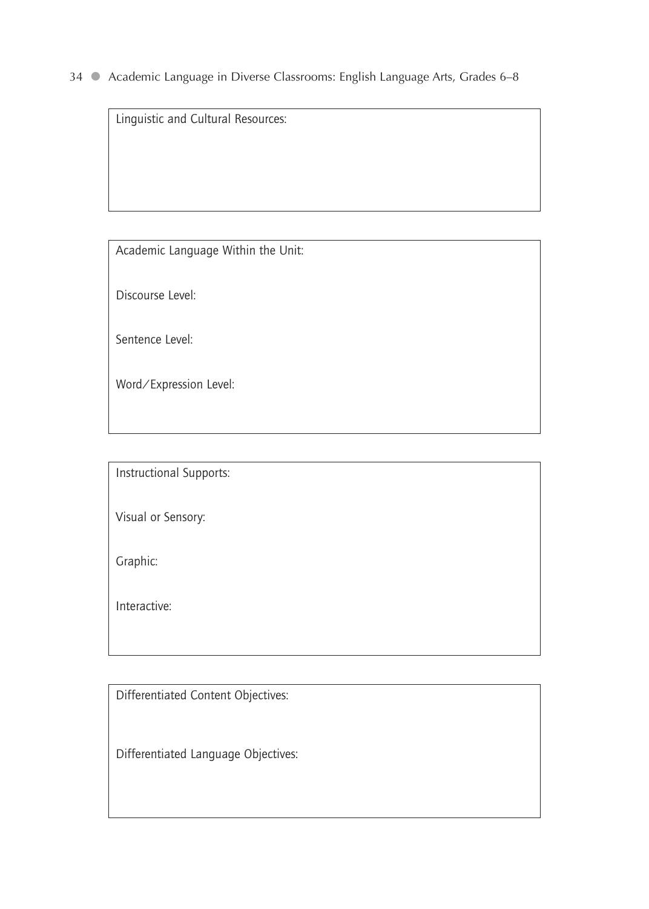Linguistic and Cultural Resources:

Academic Language Within the Unit:

Discourse Level:

Sentence Level:

Word/Expression Level:

Instructional Supports:

Visual or Sensory:

Graphic:

Interactive:

Differentiated Content Objectives:

Differentiated Language Objectives: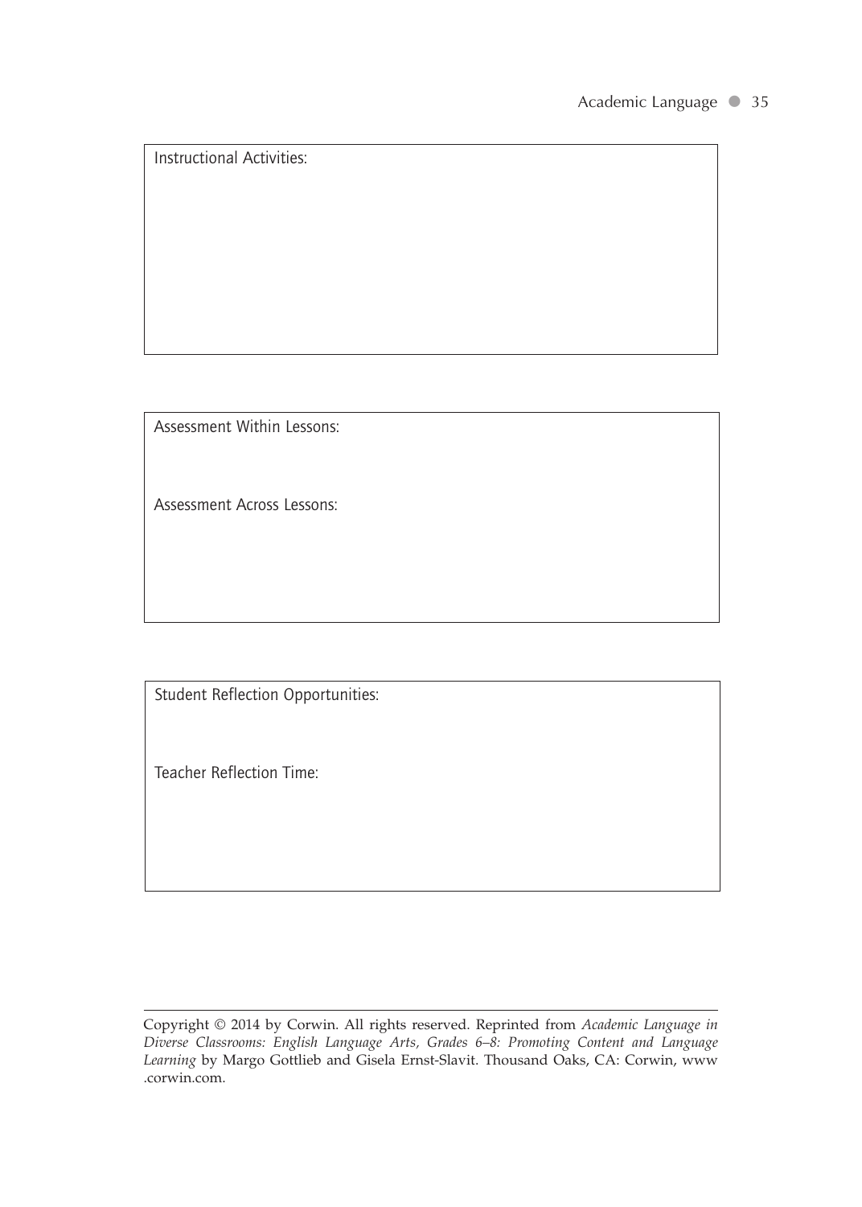Instructional Activities:

Assessment Within Lessons:

Assessment Across Lessons:

Student Reflection Opportunities:

Teacher Reflection Time:

Copyright © 2014 by Corwin. All rights reserved. Reprinted from *Academic Language in Diverse Classrooms: English Language Arts, Grades 6–8: Promoting Content and Language Learning* by Margo Gottlieb and Gisela Ernst-Slavit. Thousand Oaks, CA: Corwin, www.corwin.com.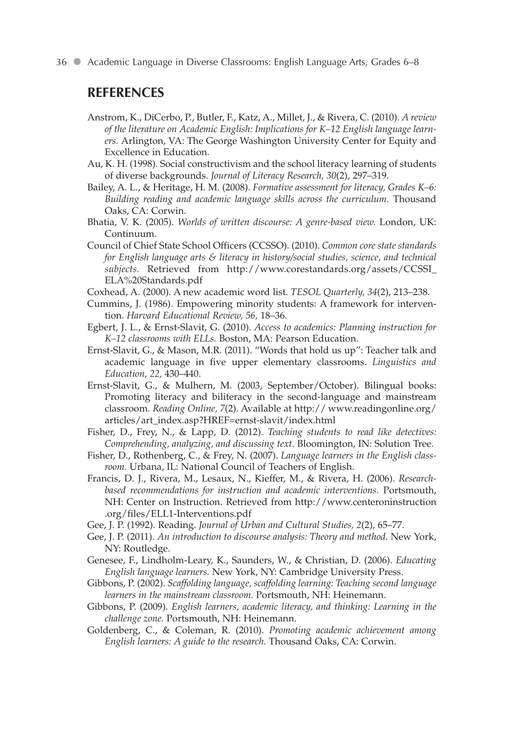## REFERENCES

Anstrom, K., DiCerbo, P., Butler, F., Katz, A., Millet, J., & Rivera, C. (2010). *A review of the literature on Academic English: Implications for K–12 English language learners.* Arlington, VA: The George Washington University Center for Equity and Excellence in Education.

Au, K. H. (1998). Social constructivism and the school literacy learning of students of diverse backgrounds. *Journal of Literacy Research, 30*(2), 297–319.

Bailey, A. L., & Heritage, H. M. (2008). *Formative assessment for literacy, Grades K–6: Building reading and academic language skills across the curriculum.* Thousand Oaks, CA: Corwin.

Bhatia, V. K. (2005). *Worlds of written discourse: A genre-based view.* London, UK: Continuum.

Council of Chief State School Officers (CCSSO). (2010). *Common core state standards for English language arts & literacy in history/social studies, science, and technical subjects.* Retrieved from http://www.corestandards.org/assets/CCSSI_ELA%20Standards.pdf

Coxhead, A. (2000). A new academic word list. *TESOL Quarterly, 34*(2), 213–238.

Cummins, J. (1986). Empowering minority students: A framework for intervention. *Harvard Educational Review, 56,* 18–36.

Egbert, J. L., & Ernst-Slavit, G. (2010). *Access to academics: Planning instruction for K–12 classrooms with ELLs.* Boston, MA: Pearson Education.

Ernst-Slavit, G., & Mason, M.R. (2011). "Words that hold us up": Teacher talk and academic language in five upper elementary classrooms. *Linguistics and Education, 22,* 430–440.

Ernst-Slavit, G., & Mulhern, M. (2003, September/October). Bilingual books: Promoting literacy and biliteracy in the second-language and mainstream classroom. *Reading Online, 7*(2). Available at http:// www.readingonline.org/articles/art_index.asp?HREF=ernst-slavit/index.html

Fisher, D., Frey, N., & Lapp, D. (2012). *Teaching students to read like detectives: Comprehending, analyzing, and discussing text.* Bloomington, IN: Solution Tree.

Fisher, D., Rothenberg, C., & Frey, N. (2007). *Language learners in the English classroom.* Urbana, IL: National Council of Teachers of English.

Francis, D. J., Rivera, M., Lesaux, N., Kieffer, M., & Rivera, H. (2006). *Research-based recommendations for instruction and academic interventions.* Portsmouth, NH: Center on Instruction. Retrieved from http://www.centeroninstruction.org/files/ELL1-Interventions.pdf

Gee, J. P. (1992). Reading. *Journal of Urban and Cultural Studies, 2*(2), 65–77.

Gee, J. P. (2011). *An introduction to discourse analysis: Theory and method.* New York, NY: Routledge.

Genesee, F., Lindholm-Leary, K., Saunders, W., & Christian, D. (2006). *Educating English language learners.* New York, NY: Cambridge University Press.

Gibbons, P. (2002). *Scaffolding language, scaffolding learning: Teaching second language learners in the mainstream classroom.* Portsmouth, NH: Heinemann.

Gibbons, P. (2009). *English learners, academic literacy, and thinking: Learning in the challenge zone.* Portsmouth, NH: Heinemann.

Goldenberg, C., & Coleman, R. (2010). *Promoting academic achievement among English learners: A guide to the research.* Thousand Oaks, CA: Corwin.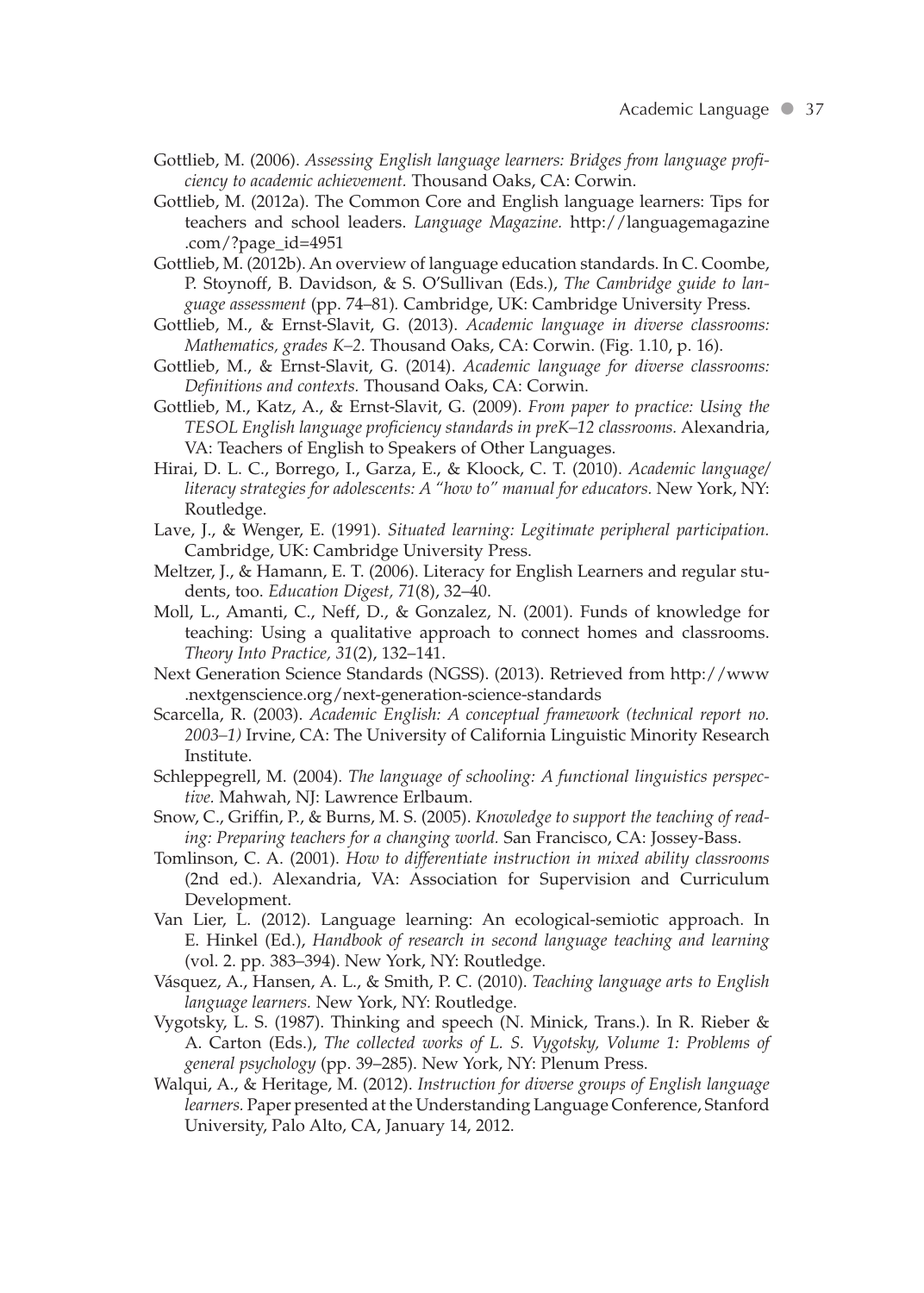Gottlieb, M. (2006). *Assessing English language learners: Bridges from language proficiency to academic achievement.* Thousand Oaks, CA: Corwin.

Gottlieb, M. (2012a). The Common Core and English language learners: Tips for teachers and school leaders. *Language Magazine.* http://languagemagazine.com/?page_id=4951

Gottlieb, M. (2012b). An overview of language education standards. In C. Coombe, P. Stoynoff, B. Davidson, & S. O'Sullivan (Eds.), *The Cambridge guide to language assessment* (pp. 74–81). Cambridge, UK: Cambridge University Press.

Gottlieb, M., & Ernst-Slavit, G. (2013). *Academic language in diverse classrooms: Mathematics, grades K–2.* Thousand Oaks, CA: Corwin. (Fig. 1.10, p. 16).

Gottlieb, M., & Ernst-Slavit, G. (2014). *Academic language for diverse classrooms: Definitions and contexts.* Thousand Oaks, CA: Corwin.

Gottlieb, M., Katz, A., & Ernst-Slavit, G. (2009). *From paper to practice: Using the TESOL English language proficiency standards in preK–12 classrooms.* Alexandria, VA: Teachers of English to Speakers of Other Languages.

Hirai, D. L. C., Borrego, I., Garza, E., & Kloock, C. T. (2010). *Academic language/literacy strategies for adolescents: A "how to" manual for educators.* New York, NY: Routledge.

Lave, J., & Wenger, E. (1991). *Situated learning: Legitimate peripheral participation.* Cambridge, UK: Cambridge University Press.

Meltzer, J., & Hamann, E. T. (2006). Literacy for English Learners and regular students, too. *Education Digest, 71*(8), 32–40.

Moll, L., Amanti, C., Neff, D., & Gonzalez, N. (2001). Funds of knowledge for teaching: Using a qualitative approach to connect homes and classrooms. *Theory Into Practice, 31*(2), 132–141.

Next Generation Science Standards (NGSS). (2013). Retrieved from http://www.nextgenscience.org/next-generation-science-standards

Scarcella, R. (2003). *Academic English: A conceptual framework (technical report no. 2003–1)* Irvine, CA: The University of California Linguistic Minority Research Institute.

Schleppegrell, M. (2004). *The language of schooling: A functional linguistics perspective.* Mahwah, NJ: Lawrence Erlbaum.

Snow, C., Griffin, P., & Burns, M. S. (2005). *Knowledge to support the teaching of reading: Preparing teachers for a changing world.* San Francisco, CA: Jossey-Bass.

Tomlinson, C. A. (2001). *How to differentiate instruction in mixed ability classrooms* (2nd ed.). Alexandria, VA: Association for Supervision and Curriculum Development.

Van Lier, L. (2012). Language learning: An ecological-semiotic approach. In E. Hinkel (Ed.), *Handbook of research in second language teaching and learning* (vol. 2. pp. 383–394). New York, NY: Routledge.

Vásquez, A., Hansen, A. L., & Smith, P. C. (2010). *Teaching language arts to English language learners.* New York, NY: Routledge.

Vygotsky, L. S. (1987). Thinking and speech (N. Minick, Trans.). In R. Rieber & A. Carton (Eds.), *The collected works of L. S. Vygotsky, Volume 1: Problems of general psychology* (pp. 39–285). New York, NY: Plenum Press.

Walqui, A., & Heritage, M. (2012). *Instruction for diverse groups of English language learners.* Paper presented at the Understanding Language Conference, Stanford University, Palo Alto, CA, January 14, 2012.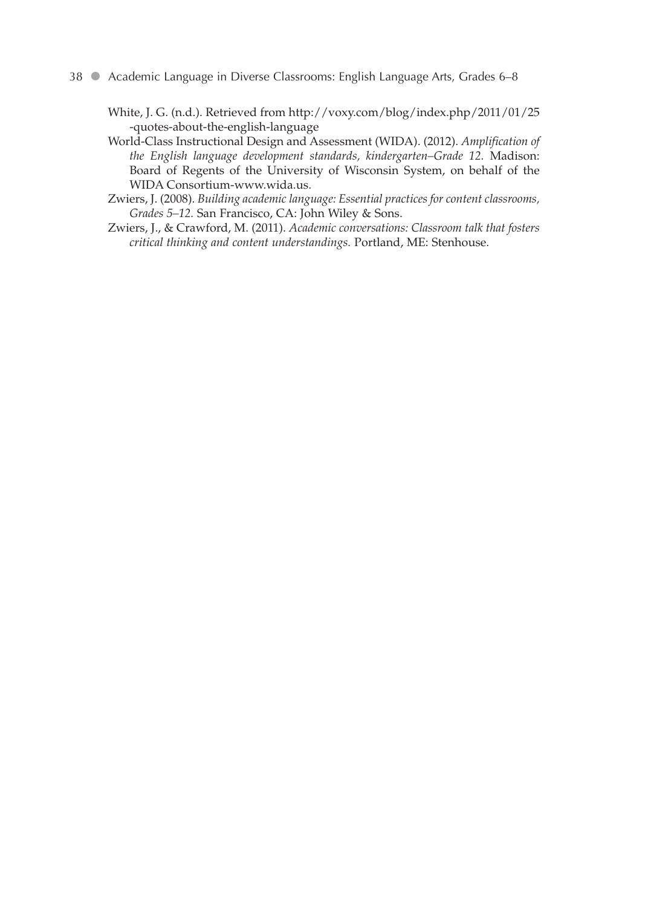White, J. G. (n.d.). Retrieved from http://voxy.com/blog/index.php/2011/01/25-quotes-about-the-english-language

World-Class Instructional Design and Assessment (WIDA). (2012). *Amplification of the English language development standards, kindergarten–Grade 12.* Madison: Board of Regents of the University of Wisconsin System, on behalf of the WIDA Consortium-www.wida.us.

Zwiers, J. (2008). *Building academic language: Essential practices for content classrooms, Grades 5–12.* San Francisco, CA: John Wiley & Sons.

Zwiers, J., & Crawford, M. (2011). *Academic conversations: Classroom talk that fosters critical thinking and content understandings.* Portland, ME: Stenhouse.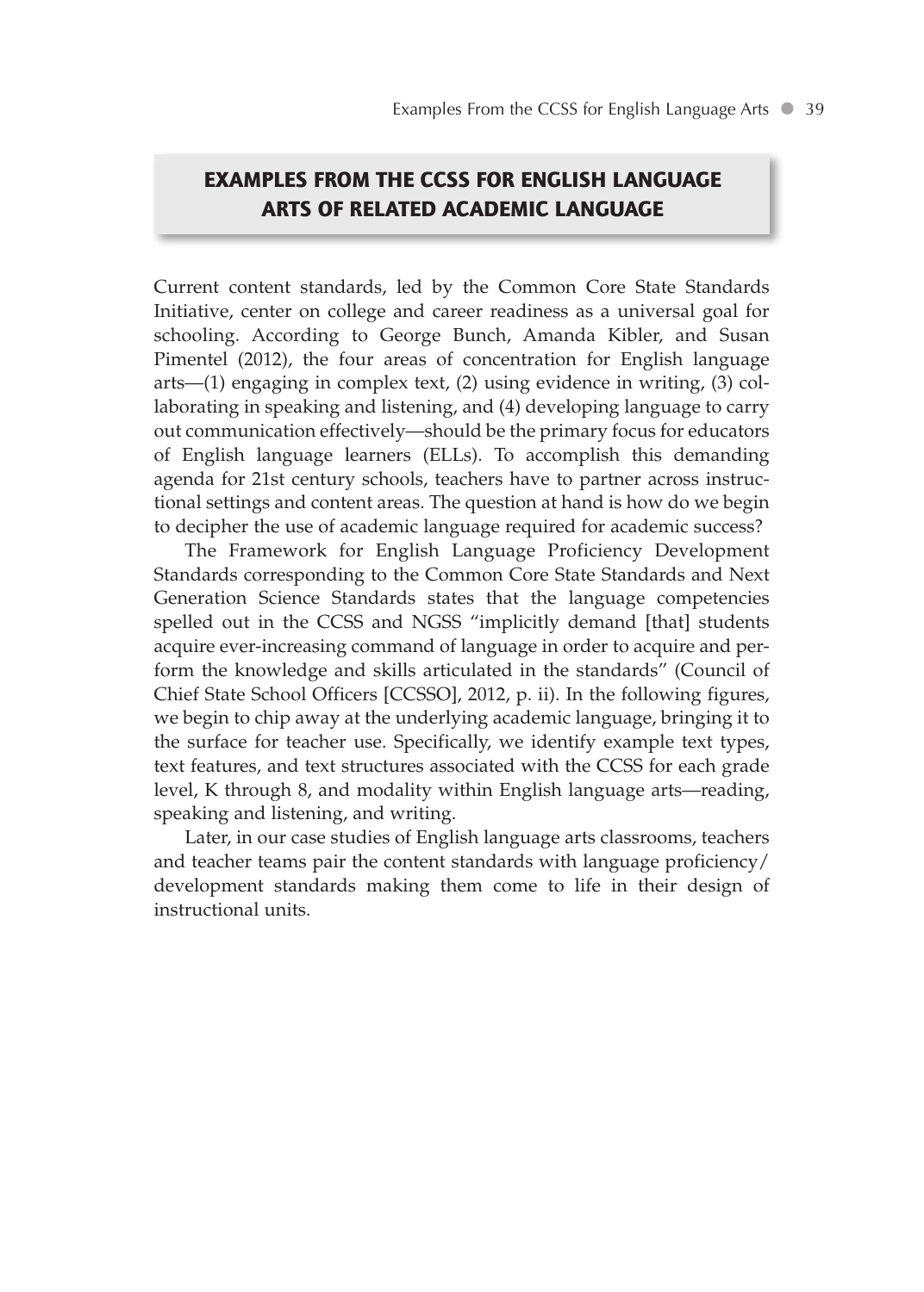## EXAMPLES FROM THE CCSS FOR ENGLISH LANGUAGE ARTS OF RELATED ACADEMIC LANGUAGE

Current content standards, led by the Common Core State Standards Initiative, center on college and career readiness as a universal goal for schooling. According to George Bunch, Amanda Kibler, and Susan Pimentel (2012), the four areas of concentration for English language arts—(1) engaging in complex text, (2) using evidence in writing, (3) collaborating in speaking and listening, and (4) developing language to carry out communication effectively—should be the primary focus for educators of English language learners (ELLs). To accomplish this demanding agenda for 21st century schools, teachers have to partner across instructional settings and content areas. The question at hand is how do we begin to decipher the use of academic language required for academic success?

The Framework for English Language Proficiency Development Standards corresponding to the Common Core State Standards and Next Generation Science Standards states that the language competencies spelled out in the CCSS and NGSS "implicitly demand [that] students acquire ever-increasing command of language in order to acquire and perform the knowledge and skills articulated in the standards" (Council of Chief State School Officers [CCSSO], 2012, p. ii). In the following figures, we begin to chip away at the underlying academic language, bringing it to the surface for teacher use. Specifically, we identify example text types, text features, and text structures associated with the CCSS for each grade level, K through 8, and modality within English language arts—reading, speaking and listening, and writing.

Later, in our case studies of English language arts classrooms, teachers and teacher teams pair the content standards with language proficiency/development standards making them come to life in their design of instructional units.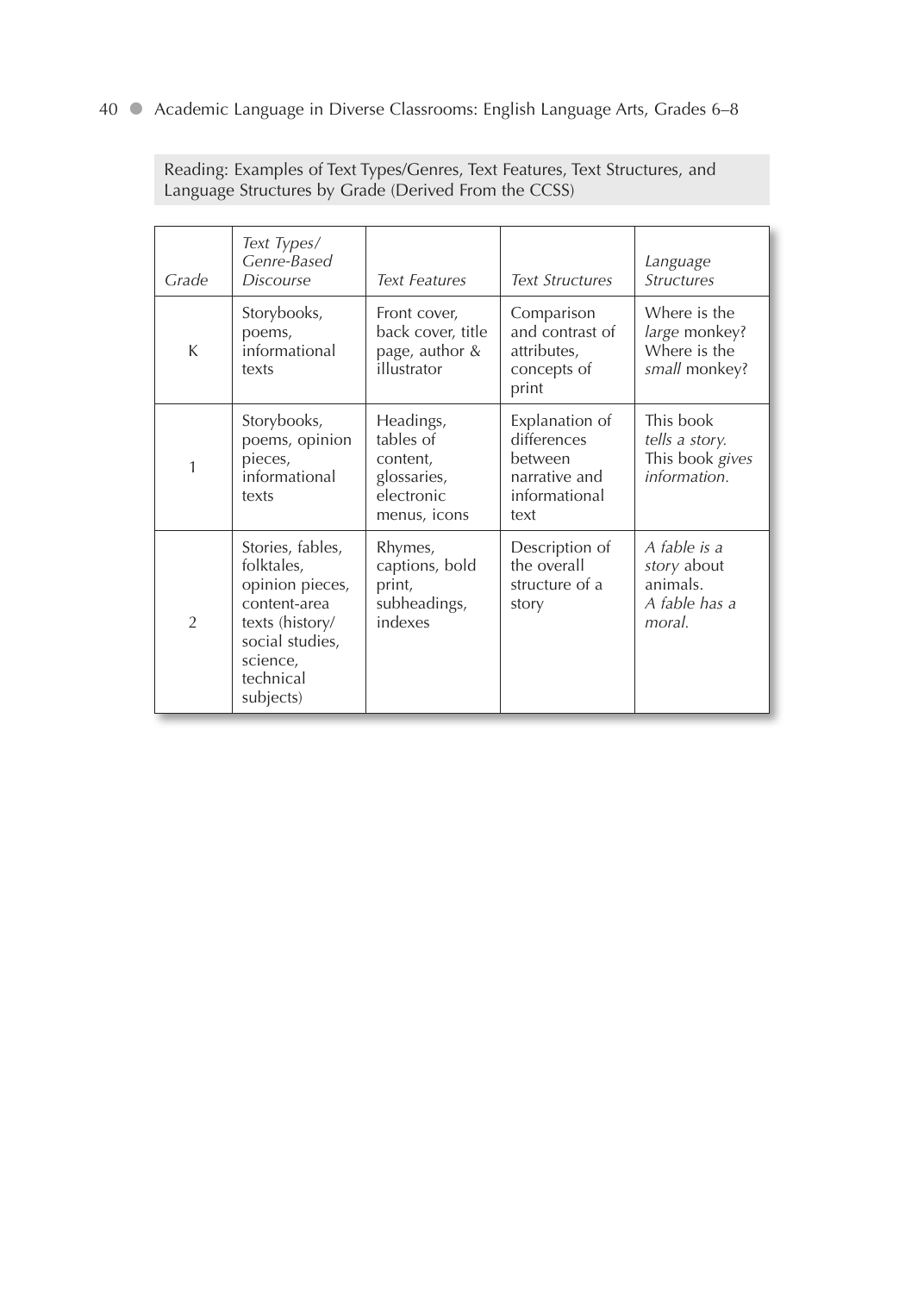Reading: Examples of Text Types/Genres, Text Features, Text Structures, and Language Structures by Grade (Derived From the CCSS)

| *Grade* | *Text Types/ Genre-Based Discourse* | *Text Features* | *Text Structures* | *Language Structures* |
|---|---|---|---|---|
| K | Storybooks, poems, informational texts | Front cover, back cover, title page, author & illustrator | Comparison and contrast of attributes, concepts of print | Where is the *large* monkey? Where is the *small* monkey? |
| 1 | Storybooks, poems, opinion pieces, informational texts | Headings, tables of content, glossaries, electronic menus, icons | Explanation of differences between narrative and informational text | This book *tells a story.* This book *gives information.* |
| 2 | Stories, fables, folktales, opinion pieces, content-area texts (history/ social studies, science, technical subjects) | Rhymes, captions, bold print, subheadings, indexes | Description of the overall structure of a story | *A fable is a story* about animals. *A fable has a moral.* |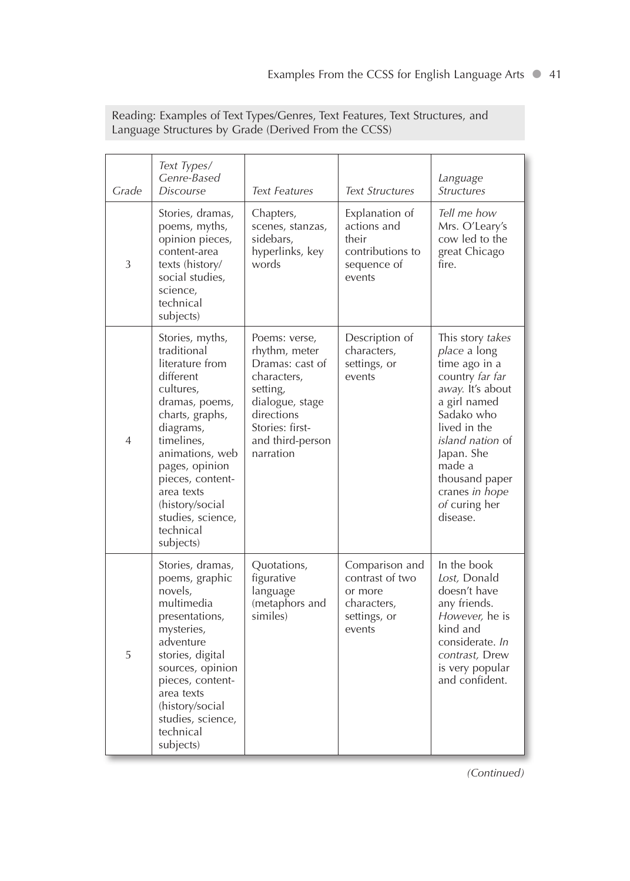Reading: Examples of Text Types/Genres, Text Features, Text Structures, and Language Structures by Grade (Derived From the CCSS)

| *Grade* | *Text Types/ Genre-Based Discourse* | *Text Features* | *Text Structures* | *Language Structures* |
|---|---|---|---|---|
| 3 | Stories, dramas, poems, myths, opinion pieces, content-area texts (history/ social studies, science, technical subjects) | Chapters, scenes, stanzas, sidebars, hyperlinks, key words | Explanation of actions and their contributions to sequence of events | *Tell me how* Mrs. O'Leary's cow led to the great Chicago fire. |
| 4 | Stories, myths, traditional literature from different cultures, dramas, poems, charts, graphs, diagrams, timelines, animations, web pages, opinion pieces, content-area texts (history/social studies, science, technical subjects) | Poems: verse, rhythm, meter Dramas: cast of characters, setting, dialogue, stage directions Stories: first- and third-person narration | Description of characters, settings, or events | This story *takes place* a long time ago in a country *far far away.* It's about a girl named Sadako who lived in the *island nation* of Japan. She made a thousand paper cranes *in hope of* curing her disease. |
| 5 | Stories, dramas, poems, graphic novels, multimedia presentations, mysteries, adventure stories, digital sources, opinion pieces, content-area texts (history/social studies, science, technical subjects) | Quotations, figurative language (metaphors and similes) | Comparison and contrast of two or more characters, settings, or events | In the book *Lost,* Donald doesn't have any friends. *However,* he is kind and considerate. *In contrast,* Drew is very popular and confident. |

*(Continued)*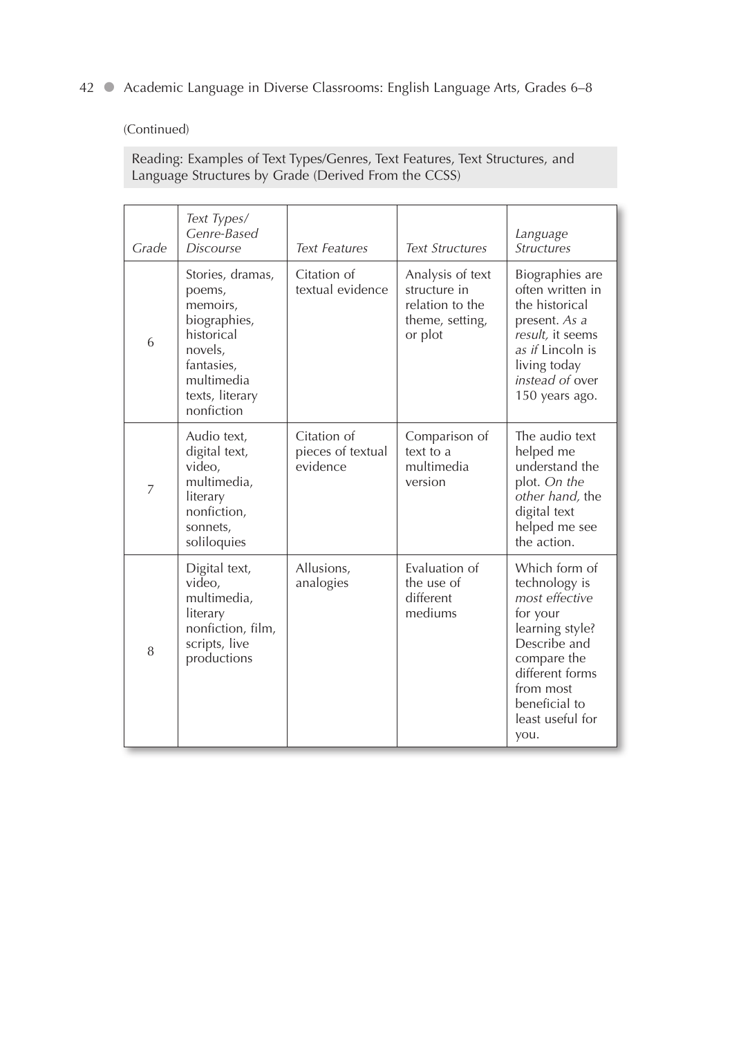(Continued)

Reading: Examples of Text Types/Genres, Text Features, Text Structures, and Language Structures by Grade (Derived From the CCSS)

| *Grade* | *Text Types/ Genre-Based Discourse* | *Text Features* | *Text Structures* | *Language Structures* |
|---|---|---|---|---|
| 6 | Stories, dramas, poems, memoirs, biographies, historical novels, fantasies, multimedia texts, literary nonfiction | Citation of textual evidence | Analysis of text structure in relation to the theme, setting, or plot | Biographies are often written in the historical present. *As a result,* it seems *as if* Lincoln is living today *instead of* over 150 years ago. |
| 7 | Audio text, digital text, video, multimedia, literary nonfiction, sonnets, soliloquies | Citation of pieces of textual evidence | Comparison of text to a multimedia version | The audio text helped me understand the plot. *On the other hand,* the digital text helped me see the action. |
| 8 | Digital text, video, multimedia, literary nonfiction, film, scripts, live productions | Allusions, analogies | Evaluation of the use of different mediums | Which form of technology is *most effective* for your learning style? Describe and compare the different forms from most beneficial to least useful for you. |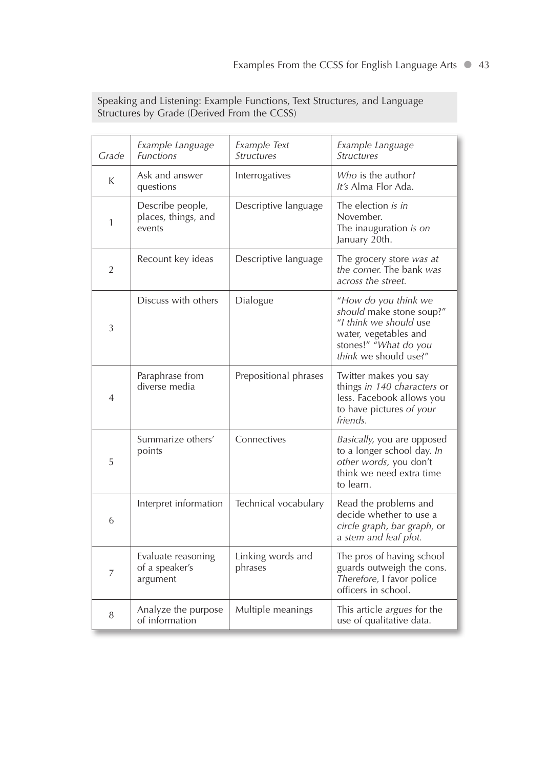Speaking and Listening: Example Functions, Text Structures, and Language Structures by Grade (Derived From the CCSS)

| *Grade* | *Example Language Functions* | *Example Text Structures* | *Example Language Structures* |
|---|---|---|---|
| K | Ask and answer questions | Interrogatives | *Who* is the author? *It's* Alma Flor Ada. |
| 1 | Describe people, places, things, and events | Descriptive language | The election *is in* November. The inauguration *is on* January 20th. |
| 2 | Recount key ideas | Descriptive language | The grocery store *was at the corner.* The bank *was across the street.* |
| 3 | Discuss with others | Dialogue | "*How do you think we should* make stone soup?" "*I think we should* use water, vegetables and stones!" "*What do you think* we should use?" |
| 4 | Paraphrase from diverse media | Prepositional phrases | Twitter makes you say things *in 140 characters* or less. Facebook allows you to have pictures *of your friends.* |
| 5 | Summarize others' points | Connectives | *Basically,* you are opposed to a longer school day. *In other words,* you don't think we need extra time to learn. |
| 6 | Interpret information | Technical vocabulary | Read the problems and decide whether to use a *circle graph, bar graph,* or a *stem and leaf plot.* |
| 7 | Evaluate reasoning of a speaker's argument | Linking words and phrases | The pros of having school guards outweigh the cons. *Therefore,* I favor police officers in school. |
| 8 | Analyze the purpose of information | Multiple meanings | This article *argues* for the use of qualitative data. |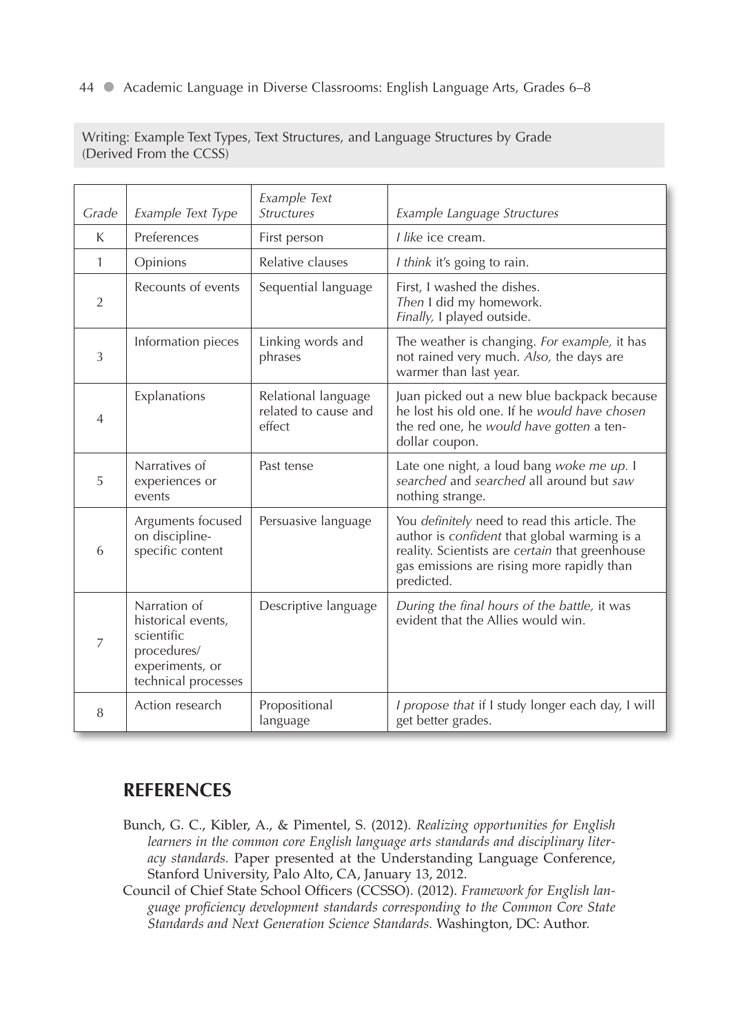Writing: Example Text Types, Text Structures, and Language Structures by Grade (Derived From the CCSS)

| *Grade* | *Example Text Type* | *Example Text Structures* | *Example Language Structures* |
|---|---|---|---|
| K | Preferences | First person | *I like* ice cream. |
| 1 | Opinions | Relative clauses | *I think* it's going to rain. |
| 2 | Recounts of events | Sequential language | First, I washed the dishes. *Then* I did my homework. *Finally,* I played outside. |
| 3 | Information pieces | Linking words and phrases | The weather is changing. *For example,* it has not rained very much. *Also,* the days are warmer than last year. |
| 4 | Explanations | Relational language related to cause and effect | Juan picked out a new blue backpack because he lost his old one. If he *would have chosen* the red one, he *would have gotten* a ten-dollar coupon. |
| 5 | Narratives of experiences or events | Past tense | Late one night, a loud bang *woke me up.* I *searched* and *searched* all around but *saw* nothing strange. |
| 6 | Arguments focused on discipline-specific content | Persuasive language | You *definitely* need to read this article. The author is *confident* that global warming is a reality. Scientists are *certain* that greenhouse gas emissions are rising more rapidly than predicted. |
| 7 | Narration of historical events, scientific procedures/experiments, or technical processes | Descriptive language | *During the final hours of the battle,* it was evident that the Allies would win. |
| 8 | Action research | Propositional language | *I propose that* if I study longer each day, I will get better grades. |

## REFERENCES

Bunch, G. C., Kibler, A., & Pimentel, S. (2012). *Realizing opportunities for English learners in the common core English language arts standards and disciplinary literacy standards.* Paper presented at the Understanding Language Conference, Stanford University, Palo Alto, CA, January 13, 2012.

Council of Chief State School Officers (CCSSO). (2012). *Framework for English language proficiency development standards corresponding to the Common Core State Standards and Next Generation Science Standards.* Washington, DC: Author.